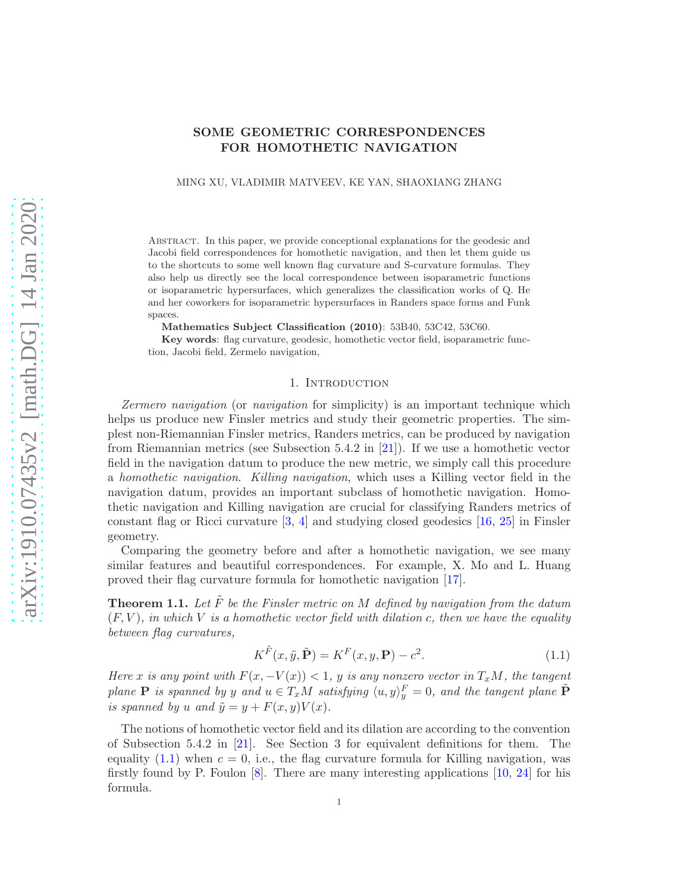# SOME GEOMETRIC CORRESPONDENCES FOR HOMOTHETIC NAVIGATION

MING XU, VLADIMIR MATVEEV, KE YAN, SHAOXIANG ZHANG

Abstract. In this paper, we provide conceptional explanations for the geodesic and Jacobi field correspondences for homothetic navigation, and then let them guide us to the shortcuts to some well known flag curvature and S-curvature formulas. They also help us directly see the local correspondence between isoparametric functions or isoparametric hypersurfaces, which generalizes the classification works of Q. He and her coworkers for isoparametric hypersurfaces in Randers space forms and Funk spaces.

**Mathematics Subject Classification (2010)**: 53B40, 53C42, 53C60.

**Key words**: flag curvature, geodesic, homothetic vector field, isoparametric function, Jacobi field, Zermelo navigation,

## 1. Introduction

*Zermero navigation* (or *navigation* for simplicity) is an important technique which helps us produce new Finsler metrics and study their geometric properties. The simplest non-Riemannian Finsler metrics, Randers metrics, can be produced by navigation from Riemannian metrics (see Subsection 5.4.2 in [21]). If we use a homothetic vector field in the navigation datum to produce the new metric, we simply call this procedure a *homothetic navigation*. *Killing navigation*, which uses a Killing vector field in the navigation datum, provides an important subclass of homothetic navigation. Homothetic navigation and Killing navigation are crucial for classifying Randers metrics of constant flag or Ricci curvature [3, 4] and studying closed geodesics [16, 25] in Finsler geometry.

Comparing the geometry before and after a homothetic navigation, we see many similar features and beautiful correspondences. For example, X. Mo and L. Huang proved their flag curvature formula for homothetic navigation [17].

**Theorem 1.1.** *Let $\tilde{F}$ be the Finsler metric on $M$ defined by navigation from the datum $(F, V)$, in which $V$ is a homothetic vector field with dilation $c$, then we have the equality between flag curvatures,*

$$K^{\tilde{F}}(x, \tilde{y}, \tilde{\mathbf{P}}) = K^F(x, y, \mathbf{P}) - c^2. \tag{1.1}$$

*Here $x$ is any point with $F(x, -V(x)) < 1$, $y$ is any nonzero vector in $T_xM$, the tangent plane $\mathbf{P}$ is spanned by $y$ and $u \in T_xM$ satisfying $\langle u, y\rangle_y^F = 0$, and the tangent plane $\tilde{\mathbf{P}}$ is spanned by $u$ and $\tilde{y} = y + F(x, y)V(x)$.*

The notions of homothetic vector field and its dilation are according to the convention of Subsection 5.4.2 in [21]. See Section 3 for equivalent definitions for them. The equality (1.1) when $c = 0$, i.e., the flag curvature formula for Killing navigation, was firstly found by P. Foulon [8]. There are many interesting applications [10, 24] for his formula.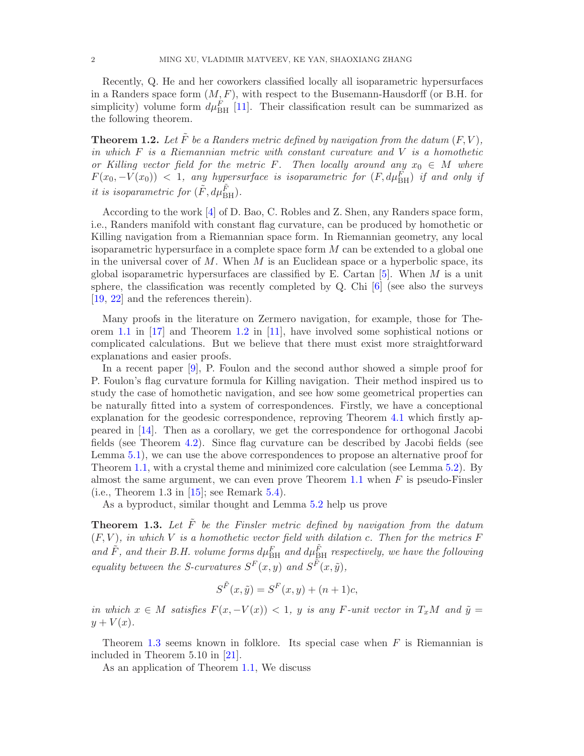Recently, Q. He and her coworkers classified locally all isoparametric hypersurfaces in a Randers space form $(M, F)$, with respect to the Busemann-Hausdorff (or B.H. for simplicity) volume form $d\mu^F_{\mathrm{BH}}$ [11]. Their classification result can be summarized as the following theorem.

**Theorem 1.2.** *Let $\tilde{F}$ be a Randers metric defined by navigation from the datum $(F, V)$, in which $F$ is a Riemannian metric with constant curvature and $V$ is a homothetic or Killing vector field for the metric $F$. Then locally around any $x_0 \in M$ where $F(x_0, -V(x_0)) < 1$, any hypersurface is isoparametric for $(F, d\mu^F_{\mathrm{BH}})$ if and only if it is isoparametric for $(\tilde{F}, d\mu^{\tilde{F}}_{\mathrm{BH}})$.*

According to the work [4] of D. Bao, C. Robles and Z. Shen, any Randers space form, i.e., Randers manifold with constant flag curvature, can be produced by homothetic or Killing navigation from a Riemannian space form. In Riemannian geometry, any local isoparametric hypersurface in a complete space form $M$ can be extended to a global one in the universal cover of $M$. When $M$ is an Euclidean space or a hyperbolic space, its global isoparametric hypersurfaces are classified by E. Cartan [5]. When $M$ is a unit sphere, the classification was recently completed by Q. Chi [6] (see also the surveys [19, 22] and the references therein).

Many proofs in the literature on Zermero navigation, for example, those for Theorem 1.1 in [17] and Theorem 1.2 in [11], have involved some sophistical notions or complicated calculations. But we believe that there must exist more straightforward explanations and easier proofs.

In a recent paper [9], P. Foulon and the second author showed a simple proof for P. Foulon's flag curvature formula for Killing navigation. Their method inspired us to study the case of homothetic navigation, and see how some geometrical properties can be naturally fitted into a system of correspondences. Firstly, we have a conceptional explanation for the geodesic correspondence, reproving Theorem 4.1 which firstly appeared in [14]. Then as a corollary, we get the correspondence for orthogonal Jacobi fields (see Theorem 4.2). Since flag curvature can be described by Jacobi fields (see Lemma 5.1), we can use the above correspondences to propose an alternative proof for Theorem 1.1, with a crystal theme and minimized core calculation (see Lemma 5.2). By almost the same argument, we can even prove Theorem 1.1 when $F$ is pseudo-Finsler (i.e., Theorem 1.3 in [15]; see Remark 5.4).

As a byproduct, similar thought and Lemma 5.2 help us prove

**Theorem 1.3.** *Let $\tilde{F}$ be the Finsler metric defined by navigation from the datum $(F, V)$, in which $V$ is a homothetic vector field with dilation $c$. Then for the metrics $F$ and $\tilde{F}$, and their B.H. volume forms $d\mu^F_{\mathrm{BH}}$ and $d\mu^{\tilde{F}}_{\mathrm{BH}}$ respectively, we have the following equality between the S-curvatures $S^F(x, y)$ and $S^{\tilde{F}}(x, \tilde{y})$,*

$$S^{\tilde{F}}(x, \tilde{y}) = S^F(x, y) + (n + 1)c,$$

*in which $x \in M$ satisfies $F(x, -V(x)) < 1$, $y$ is any $F$-unit vector in $T_xM$ and $\tilde{y} = y + V(x)$.*

Theorem 1.3 seems known in folklore. Its special case when $F$ is Riemannian is included in Theorem 5.10 in [21].

As an application of Theorem 1.1, We discuss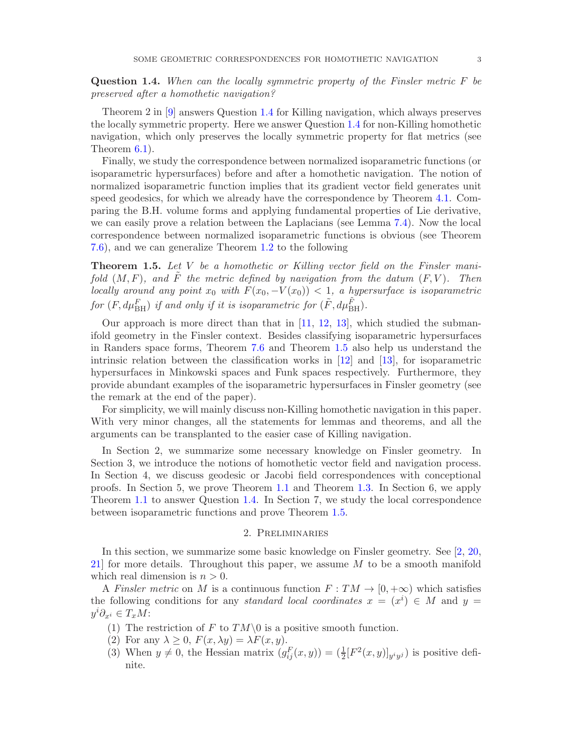**Question 1.4.** *When can the locally symmetric property of the Finsler metric $F$ be preserved after a homothetic navigation?*

Theorem 2 in [9] answers Question 1.4 for Killing navigation, which always preserves the locally symmetric property. Here we answer Question 1.4 for non-Killing homothetic navigation, which only preserves the locally symmetric property for flat metrics (see Theorem 6.1).

Finally, we study the correspondence between normalized isoparametric functions (or isoparametric hypersurfaces) before and after a homothetic navigation. The notion of normalized isoparametric function implies that its gradient vector field generates unit speed geodesics, for which we already have the correspondence by Theorem 4.1. Comparing the B.H. volume forms and applying fundamental properties of Lie derivative, we can easily prove a relation between the Laplacians (see Lemma 7.4). Now the local correspondence between normalized isoparametric functions is obvious (see Theorem 7.6), and we can generalize Theorem 1.2 to the following

**Theorem 1.5.** *Let $V$ be a homothetic or Killing vector field on the Finsler manifold $(M, F)$, and $\tilde{F}$ the metric defined by navigation from the datum $(F, V)$. Then locally around any point $x_0$ with $F(x_0, -V(x_0)) < 1$, a hypersurface is isoparametric for $(F, d\mu_{\mathrm{BH}}^F)$ if and only if it is isoparametric for $(\tilde{F}, d\mu_{\mathrm{BH}}^{\tilde{F}})$.*

Our approach is more direct than that in [11, 12, 13], which studied the submanifold geometry in the Finsler context. Besides classifying isoparametric hypersurfaces in Randers space forms, Theorem 7.6 and Theorem 1.5 also help us understand the intrinsic relation between the classification works in [12] and [13], for isoparametric hypersurfaces in Minkowski spaces and Funk spaces respectively. Furthermore, they provide abundant examples of the isoparametric hypersurfaces in Finsler geometry (see the remark at the end of the paper).

For simplicity, we will mainly discuss non-Killing homothetic navigation in this paper. With very minor changes, all the statements for lemmas and theorems, and all the arguments can be transplanted to the easier case of Killing navigation.

In Section 2, we summarize some necessary knowledge on Finsler geometry. In Section 3, we introduce the notions of homothetic vector field and navigation process. In Section 4, we discuss geodesic or Jacobi field correspondences with conceptional proofs. In Section 5, we prove Theorem 1.1 and Theorem 1.3. In Section 6, we apply Theorem 1.1 to answer Question 1.4. In Section 7, we study the local correspondence between isoparametric functions and prove Theorem 1.5.

## 2. Preliminaries

In this section, we summarize some basic knowledge on Finsler geometry. See [2, 20, 21] for more details. Throughout this paper, we assume $M$ to be a smooth manifold which real dimension is $n > 0$.

A *Finsler metric* on $M$ is a continuous function $F : TM \to [0, +\infty)$ which satisfies the following conditions for any *standard local coordinates* $x = (x^i) \in M$ and $y = y^i \partial_{x^i} \in T_x M$:

(1) The restriction of $F$ to $TM\backslash 0$ is a positive smooth function.
(2) For any $\lambda \geq 0$, $F(x, \lambda y) = \lambda F(x, y)$.
(3) When $y \neq 0$, the Hessian matrix $(g_{ij}^F(x, y)) = (\frac{1}{2}[F^2(x, y)]_{y^i y^j})$ is positive definite.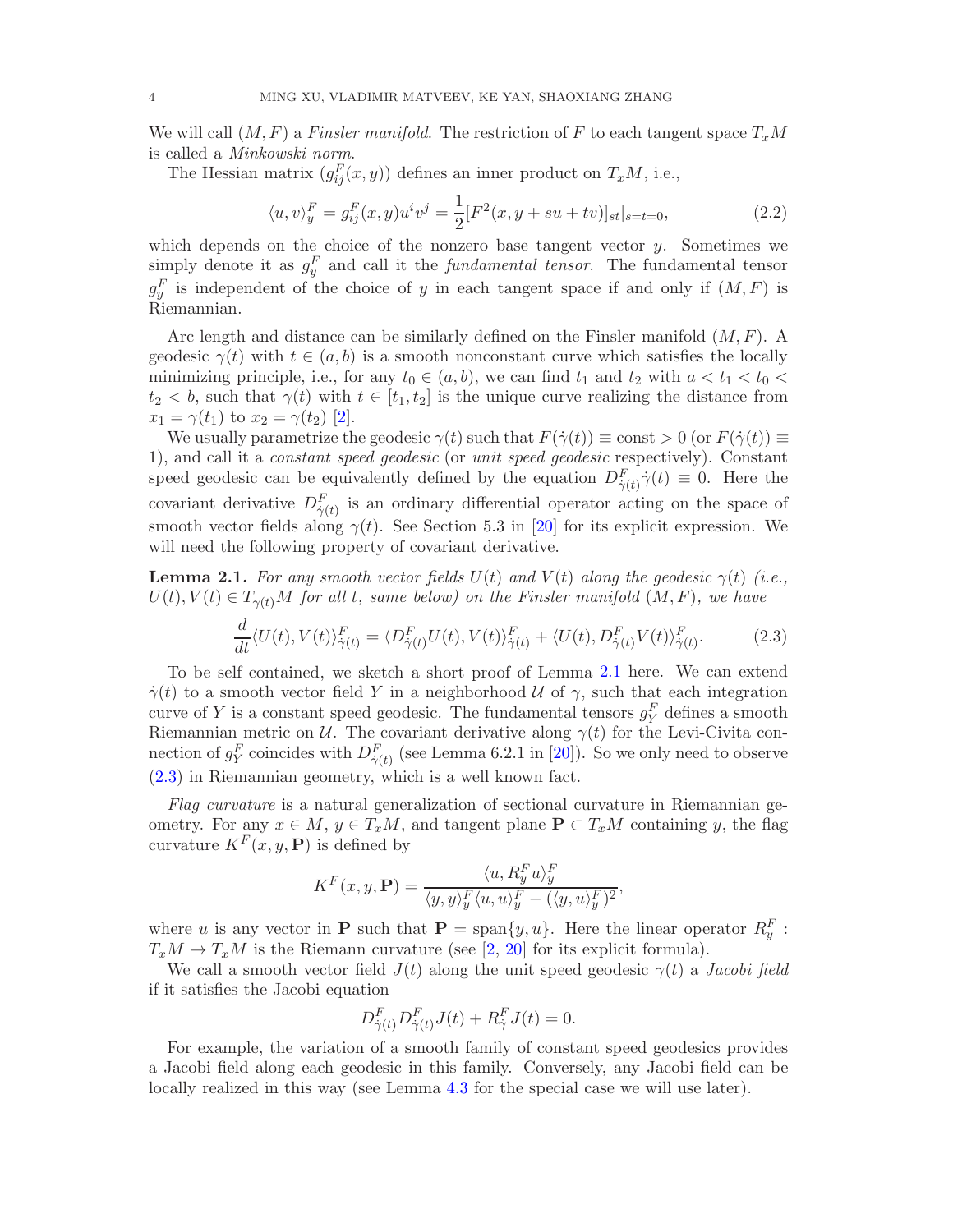We will call $(M, F)$ a *Finsler manifold*. The restriction of $F$ to each tangent space $T_xM$ is called a *Minkowski norm*.

The Hessian matrix $(g_{ij}^F(x, y))$ defines an inner product on $T_xM$, i.e.,

$$\langle u, v\rangle_y^F = g_{ij}^F(x, y)u^i v^j = \frac{1}{2}[F^2(x, y + su + tv)]_{st}|_{s=t=0}, \tag{2.2}$$

which depends on the choice of the nonzero base tangent vector $y$. Sometimes we simply denote it as $g_y^F$ and call it the *fundamental tensor*. The fundamental tensor $g_y^F$ is independent of the choice of $y$ in each tangent space if and only if $(M, F)$ is Riemannian.

Arc length and distance can be similarly defined on the Finsler manifold $(M, F)$. A geodesic $\gamma(t)$ with $t \in (a, b)$ is a smooth nonconstant curve which satisfies the locally minimizing principle, i.e., for any $t_0 \in (a, b)$, we can find $t_1$ and $t_2$ with $a < t_1 < t_0 < t_2 < b$, such that $\gamma(t)$ with $t \in [t_1, t_2]$ is the unique curve realizing the distance from $x_1 = \gamma(t_1)$ to $x_2 = \gamma(t_2)$ [2].

We usually parametrize the geodesic $\gamma(t)$ such that $F(\dot\gamma(t)) \equiv \mathrm{const} > 0$ (or $F(\dot\gamma(t)) \equiv 1$), and call it a *constant speed geodesic* (or *unit speed geodesic* respectively). Constant speed geodesic can be equivalently defined by the equation $D^F_{\dot\gamma(t)}\dot\gamma(t) \equiv 0$. Here the covariant derivative $D^F_{\dot\gamma(t)}$ is an ordinary differential operator acting on the space of smooth vector fields along $\gamma(t)$. See Section 5.3 in [20] for its explicit expression. We will need the following property of covariant derivative.

**Lemma 2.1.** *For any smooth vector fields $U(t)$ and $V(t)$ along the geodesic $\gamma(t)$ (i.e., $U(t), V(t) \in T_{\gamma(t)}M$ for all $t$, same below) on the Finsler manifold $(M, F)$, we have*

$$\frac{d}{dt}\langle U(t), V(t)\rangle^F_{\dot\gamma(t)} = \langle D^F_{\dot\gamma(t)}U(t), V(t)\rangle^F_{\dot\gamma(t)} + \langle U(t), D^F_{\dot\gamma(t)}V(t)\rangle^F_{\dot\gamma(t)}. \tag{2.3}$$

To be self contained, we sketch a short proof of Lemma 2.1 here. We can extend $\dot\gamma(t)$ to a smooth vector field $Y$ in a neighborhood $\mathcal{U}$ of $\gamma$, such that each integration curve of $Y$ is a constant speed geodesic. The fundamental tensors $g_Y^F$ defines a smooth Riemannian metric on $\mathcal{U}$. The covariant derivative along $\gamma(t)$ for the Levi-Civita connection of $g_Y^F$ coincides with $D^F_{\dot\gamma(t)}$ (see Lemma 6.2.1 in [20]). So we only need to observe (2.3) in Riemannian geometry, which is a well known fact.

*Flag curvature* is a natural generalization of sectional curvature in Riemannian geometry. For any $x \in M$, $y \in T_xM$, and tangent plane $\mathbf{P} \subset T_xM$ containing $y$, the flag curvature $K^F(x, y, \mathbf{P})$ is defined by

$$K^F(x, y, \mathbf{P}) = \frac{\langle u, R_y^F u\rangle_y^F}{\langle y, y\rangle_y^F\langle u, u\rangle_y^F - (\langle y, u\rangle_y^F)^2},$$

where $u$ is any vector in $\mathbf{P}$ such that $\mathbf{P} = \mathrm{span}\{y, u\}$. Here the linear operator $R_y^F : T_xM \to T_xM$ is the Riemann curvature (see [2, 20] for its explicit formula).

We call a smooth vector field $J(t)$ along the unit speed geodesic $\gamma(t)$ a *Jacobi field* if it satisfies the Jacobi equation

$$D^F_{\dot\gamma(t)}D^F_{\dot\gamma(t)}J(t) + R^F_{\dot\gamma}J(t) = 0.$$

For example, the variation of a smooth family of constant speed geodesics provides a Jacobi field along each geodesic in this family. Conversely, any Jacobi field can be locally realized in this way (see Lemma 4.3 for the special case we will use later).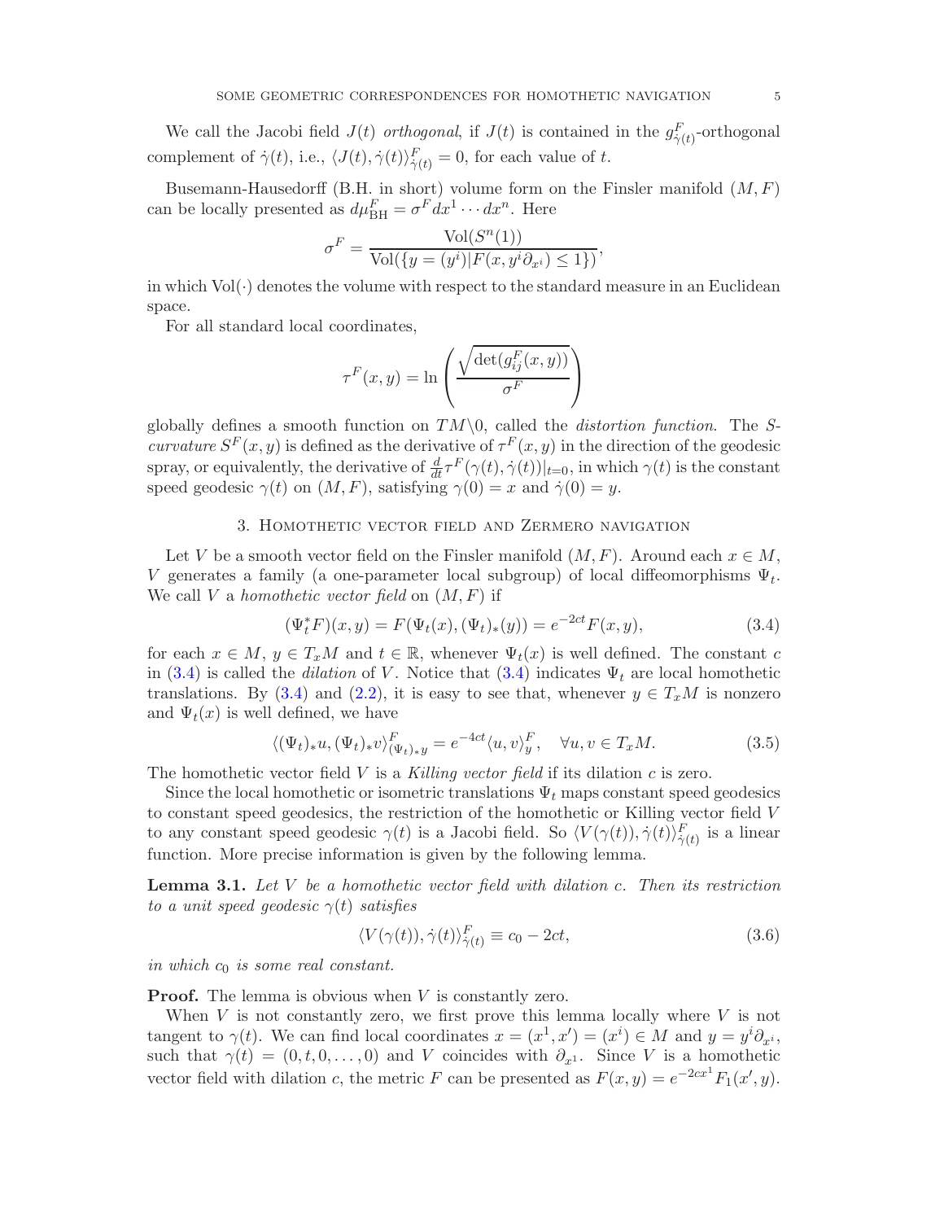We call the Jacobi field $J(t)$ *orthogonal*, if $J(t)$ is contained in the $g^F_{\dot\gamma(t)}$-orthogonal complement of $\dot\gamma(t)$, i.e., $\langle J(t),\dot\gamma(t)\rangle^F_{\dot\gamma(t)}=0$, for each value of $t$.

Busemann-Hausedorff (B.H. in short) volume form on the Finsler manifold $(M,F)$ can be locally presented as $d\mu^F_{\mathrm{BH}}=\sigma^F dx^1\cdots dx^n$. Here

$$\sigma^F=\frac{\mathrm{Vol}(S^n(1))}{\mathrm{Vol}(\{y=(y^i)|F(x,y^i\partial_{x^i})\leq 1\})},$$

in which $\mathrm{Vol}(\cdot)$ denotes the volume with respect to the standard measure in an Euclidean space.

For all standard local coordinates,

$$\tau^F(x,y)=\ln\left(\frac{\sqrt{\det(g^F_{ij}(x,y))}}{\sigma^F}\right)$$

globally defines a smooth function on $TM\backslash 0$, called the *distortion function*. The *S-curvature* $S^F(x,y)$ is defined as the derivative of $\tau^F(x,y)$ in the direction of the geodesic spray, or equivalently, the derivative of $\frac{d}{dt}\tau^F(\gamma(t),\dot\gamma(t))|_{t=0}$, in which $\gamma(t)$ is the constant speed geodesic $\gamma(t)$ on $(M,F)$, satisfying $\gamma(0)=x$ and $\dot\gamma(0)=y$.

## 3. Homothetic vector field and Zermero navigation

Let $V$ be a smooth vector field on the Finsler manifold $(M,F)$. Around each $x\in M$, $V$ generates a family (a one-parameter local subgroup) of local diffeomorphisms $\Psi_t$. We call $V$ a *homothetic vector field* on $(M,F)$ if

$$(\Psi_t^*F)(x,y)=F(\Psi_t(x),(\Psi_t)_*(y))=e^{-2ct}F(x,y), \tag{3.4}$$

for each $x\in M$, $y\in T_xM$ and $t\in\mathbb{R}$, whenever $\Psi_t(x)$ is well defined. The constant $c$ in (3.4) is called the *dilation* of $V$. Notice that (3.4) indicates $\Psi_t$ are local homothetic translations. By (3.4) and (2.2), it is easy to see that, whenever $y\in T_xM$ is nonzero and $\Psi_t(x)$ is well defined, we have

$$\langle(\Psi_t)_*u,(\Psi_t)_*v\rangle^F_{(\Psi_t)_*y}=e^{-4ct}\langle u,v\rangle^F_y,\quad \forall u,v\in T_xM. \tag{3.5}$$

The homothetic vector field $V$ is a *Killing vector field* if its dilation $c$ is zero.

Since the local homothetic or isometric translations $\Psi_t$ maps constant speed geodesics to constant speed geodesics, the restriction of the homothetic or Killing vector field $V$ to any constant speed geodesic $\gamma(t)$ is a Jacobi field. So $\langle V(\gamma(t)),\dot\gamma(t)\rangle^F_{\dot\gamma(t)}$ is a linear function. More precise information is given by the following lemma.

**Lemma 3.1.** *Let $V$ be a homothetic vector field with dilation $c$. Then its restriction to a unit speed geodesic $\gamma(t)$ satisfies*

$$\langle V(\gamma(t)),\dot\gamma(t)\rangle^F_{\dot\gamma(t)}\equiv c_0-2ct, \tag{3.6}$$

*in which $c_0$ is some real constant.*

**Proof.** The lemma is obvious when $V$ is constantly zero.

When $V$ is not constantly zero, we first prove this lemma locally where $V$ is not tangent to $\gamma(t)$. We can find local coordinates $x=(x^1,x')=(x^i)\in M$ and $y=y^i\partial_{x^i}$, such that $\gamma(t)=(0,t,0,\ldots,0)$ and $V$ coincides with $\partial_{x^1}$. Since $V$ is a homothetic vector field with dilation $c$, the metric $F$ can be presented as $F(x,y)=e^{-2cx^1}F_1(x',y)$.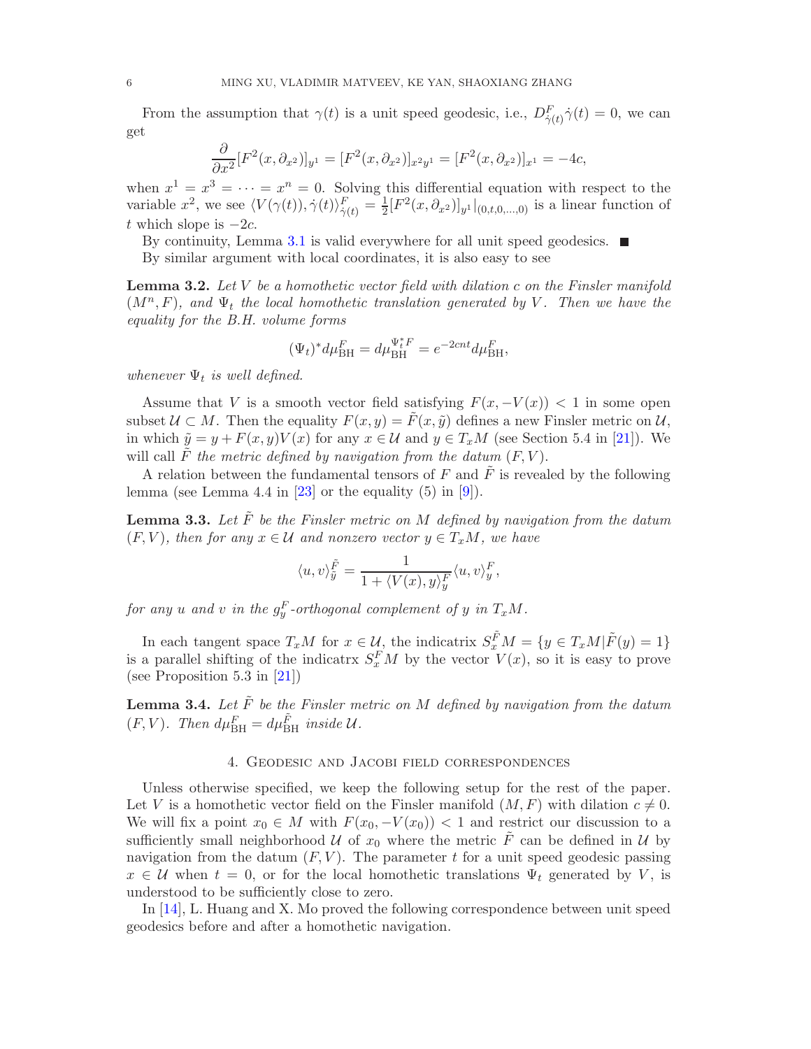From the assumption that $\gamma(t)$ is a unit speed geodesic, i.e., $D^F_{\dot\gamma(t)}\dot\gamma(t)=0$, we can get

$$\frac{\partial}{\partial x^2}[F^2(x,\partial_{x^2})]_{y^1}=[F^2(x,\partial_{x^2})]_{x^2y^1}=[F^2(x,\partial_{x^2})]_{x^1}=-4c,$$

when $x^1=x^3=\cdots=x^n=0$. Solving this differential equation with respect to the variable $x^2$, we see $\langle V(\gamma(t)),\dot\gamma(t)\rangle^F_{\dot\gamma(t)}=\frac{1}{2}[F^2(x,\partial_{x^2})]_{y^1}|_{(0,t,0,\ldots,0)}$ is a linear function of $t$ which slope is $-2c$.

By continuity, Lemma 3.1 is valid everywhere for all unit speed geodesics. ■

By similar argument with local coordinates, it is also easy to see

**Lemma 3.2.** *Let $V$ be a homothetic vector field with dilation $c$ on the Finsler manifold $(M^n,F)$, and $\Psi_t$ the local homothetic translation generated by $V$. Then we have the equality for the B.H. volume forms*

$$(\Psi_t)^*d\mu^F_{\mathrm{BH}}=d\mu^{\Psi_t^*F}_{\mathrm{BH}}=e^{-2cnt}d\mu^F_{\mathrm{BH}},$$

*whenever $\Psi_t$ is well defined.*

Assume that $V$ is a smooth vector field satisfying $F(x,-V(x))<1$ in some open subset $\mathcal{U}\subset M$. Then the equality $F(x,y)=\tilde F(x,\tilde y)$ defines a new Finsler metric on $\mathcal{U}$, in which $\tilde y=y+F(x,y)V(x)$ for any $x\in\mathcal{U}$ and $y\in T_xM$ (see Section 5.4 in [21]). We will call $\tilde F$ *the metric defined by navigation from the datum* $(F,V)$.

A relation between the fundamental tensors of $F$ and $\tilde F$ is revealed by the following lemma (see Lemma 4.4 in [23] or the equality (5) in [9]).

**Lemma 3.3.** *Let $\tilde F$ be the Finsler metric on $M$ defined by navigation from the datum $(F,V)$, then for any $x\in\mathcal{U}$ and nonzero vector $y\in T_xM$, we have*

$$\langle u,v\rangle^{\tilde F}_{\tilde y}=\frac{1}{1+\langle V(x),y\rangle^F_y}\langle u,v\rangle^F_y,$$

*for any $u$ and $v$ in the $g^F_y$-orthogonal complement of $y$ in $T_xM$.*

In each tangent space $T_xM$ for $x\in\mathcal{U}$, the indicatrix $S^{\tilde F}_xM=\{y\in T_xM|\tilde F(y)=1\}$ is a parallel shifting of the indicatrx $S^F_xM$ by the vector $V(x)$, so it is easy to prove (see Proposition 5.3 in [21])

**Lemma 3.4.** *Let $\tilde F$ be the Finsler metric on $M$ defined by navigation from the datum $(F,V)$. Then $d\mu^F_{\mathrm{BH}}=d\mu^{\tilde F}_{\mathrm{BH}}$ inside $\mathcal{U}$.*

## 4. Geodesic and Jacobi field correspondences

Unless otherwise specified, we keep the following setup for the rest of the paper. Let $V$ is a homothetic vector field on the Finsler manifold $(M,F)$ with dilation $c\neq 0$. We will fix a point $x_0\in M$ with $F(x_0,-V(x_0))<1$ and restrict our discussion to a sufficiently small neighborhood $\mathcal{U}$ of $x_0$ where the metric $\tilde F$ can be defined in $\mathcal{U}$ by navigation from the datum $(F,V)$. The parameter $t$ for a unit speed geodesic passing $x\in\mathcal{U}$ when $t=0$, or for the local homothetic translations $\Psi_t$ generated by $V$, is understood to be sufficiently close to zero.

In [14], L. Huang and X. Mo proved the following correspondence between unit speed geodesics before and after a homothetic navigation.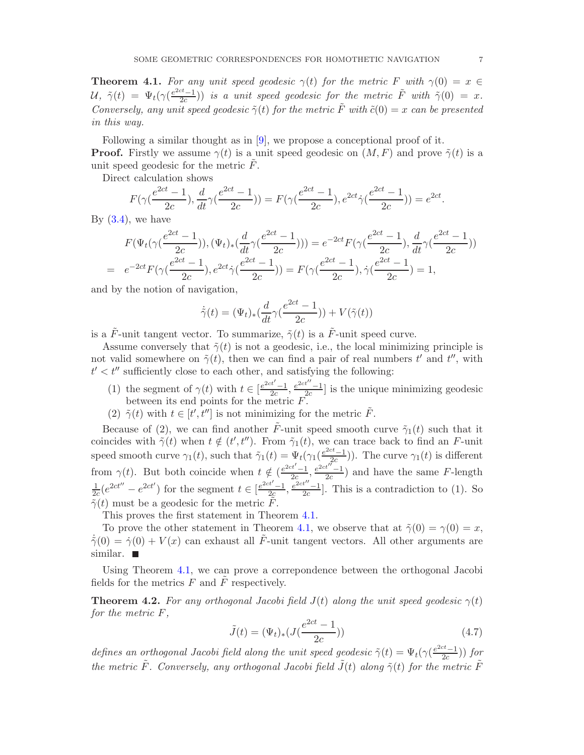**Theorem 4.1.** *For any unit speed geodesic $\gamma(t)$ for the metric $F$ with $\gamma(0) = x \in \mathcal{U}$, $\tilde{\gamma}(t) = \Psi_t(\gamma(\frac{e^{2ct}-1}{2c}))$ is a unit speed geodesic for the metric $\tilde{F}$ with $\tilde{\gamma}(0) = x$. Conversely, any unit speed geodesic $\tilde{\gamma}(t)$ for the metric $\tilde{F}$ with $\tilde{c}(0) = x$ can be presented in this way.*

Following a similar thought as in [9], we propose a conceptional proof of it.

**Proof.** Firstly we assume $\gamma(t)$ is a unit speed geodesic on $(M, F)$ and prove $\tilde{\gamma}(t)$ is a unit speed geodesic for the metric $\tilde{F}$.

Direct calculation shows

$$F(\gamma(\frac{e^{2ct}-1}{2c}), \frac{d}{dt}\gamma(\frac{e^{2ct}-1}{2c})) = F(\gamma(\frac{e^{2ct}-1}{2c}), e^{2ct}\dot{\gamma}(\frac{e^{2ct}-1}{2c})) = e^{2ct}.$$

By (3.4), we have

$$\begin{aligned} & F(\Psi_t(\gamma(\frac{e^{2ct}-1}{2c})), (\Psi_t)_*(\frac{d}{dt}\gamma(\frac{e^{2ct}-1}{2c}))) = e^{-2ct}F(\gamma(\frac{e^{2ct}-1}{2c}), \frac{d}{dt}\gamma(\frac{e^{2ct}-1}{2c})) \\ = \;& e^{-2ct}F(\gamma(\frac{e^{2ct}-1}{2c}), e^{2ct}\dot{\gamma}(\frac{e^{2ct}-1}{2c})) = F(\gamma(\frac{e^{2ct}-1}{2c}), \dot{\gamma}(\frac{e^{2ct}-1}{2c})) = 1, \end{aligned}$$

and by the notion of navigation,

$$\dot{\tilde{\gamma}}(t) = (\Psi_t)_*(\frac{d}{dt}\gamma(\frac{e^{2ct}-1}{2c})) + V(\tilde{\gamma}(t))$$

is a $\tilde{F}$-unit tangent vector. To summarize, $\tilde{\gamma}(t)$ is a $\tilde{F}$-unit speed curve.

Assume conversely that $\tilde{\gamma}(t)$ is not a geodesic, i.e., the local minimizing principle is not valid somewhere on $\tilde{\gamma}(t)$, then we can find a pair of real numbers $t'$ and $t''$, with $t' < t''$ sufficiently close to each other, and satisfying the following:

(1) the segment of $\gamma(t)$ with $t \in [\frac{e^{2ct'}-1}{2c}, \frac{e^{2ct''}-1}{2c}]$ is the unique minimizing geodesic between its end points for the metric $F$.

(2) $\tilde{\gamma}(t)$ with $t \in [t', t'']$ is not minimizing for the metric $\tilde{F}$.

Because of (2), we can find another $\tilde{F}$-unit speed smooth curve $\tilde{\gamma}_1(t)$ such that it coincides with $\tilde{\gamma}(t)$ when $t \notin (t', t'')$. From $\tilde{\gamma}_1(t)$, we can trace back to find an $F$-unit speed smooth curve $\gamma_1(t)$, such that $\tilde{\gamma}_1(t) = \Psi_t(\gamma_1(\frac{e^{2ct}-1}{2c}))$. The curve $\gamma_1(t)$ is different from $\gamma(t)$. But both coincide when $t \notin (\frac{e^{2ct'}-1}{2c}, \frac{e^{2ct''}-1}{2c})$ and have the same $F$-length $\frac{1}{2c}(e^{2ct''} - e^{2ct'})$ for the segment $t \in [\frac{e^{2ct'}-1}{2c}, \frac{e^{2ct''}-1}{2c}]$. This is a contradiction to (1). So $\tilde{\gamma}(t)$ must be a geodesic for the metric $\tilde{F}$.

This proves the first statement in Theorem 4.1.

To prove the other statement in Theorem 4.1, we observe that at $\tilde{\gamma}(0) = \gamma(0) = x$, $\dot{\tilde{\gamma}}(0) = \dot{\gamma}(0) + V(x)$ can exhaust all $\tilde{F}$-unit tangent vectors. All other arguments are similar. ∎

Using Theorem 4.1, we can prove a correpondence between the orthogonal Jacobi fields for the metrics $F$ and $\tilde{F}$ respectively.

**Theorem 4.2.** *For any orthogonal Jacobi field $J(t)$ along the unit speed geodesic $\gamma(t)$ for the metric $F$,*

$$\tilde{J}(t) = (\Psi_t)_*(J(\frac{e^{2ct}-1}{2c})) \tag{4.7}$$

*defines an orthogonal Jacobi field along the unit speed geodesic $\tilde{\gamma}(t) = \Psi_t(\gamma(\frac{e^{2ct}-1}{2c}))$ for the metric $\tilde{F}$. Conversely, any orthogonal Jacobi field $\tilde{J}(t)$ along $\tilde{\gamma}(t)$ for the metric $\tilde{F}$*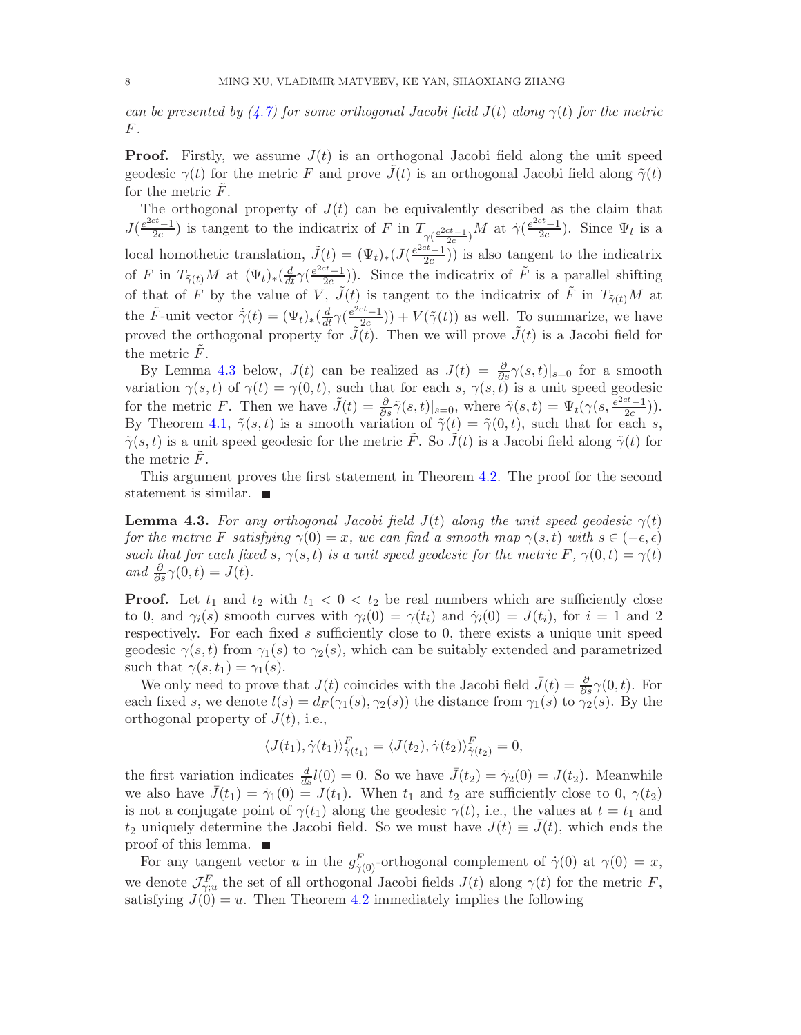*can be presented by (4.7) for some orthogonal Jacobi field $J(t)$ along $\gamma(t)$ for the metric $F$.*

**Proof.** Firstly, we assume $J(t)$ is an orthogonal Jacobi field along the unit speed geodesic $\gamma(t)$ for the metric $F$ and prove $\tilde{J}(t)$ is an orthogonal Jacobi field along $\tilde{\gamma}(t)$ for the metric $\tilde{F}$.

The orthogonal property of $J(t)$ can be equivalently described as the claim that $J(\frac{e^{2ct}-1}{2c})$ is tangent to the indicatrix of $F$ in $T_{\gamma(\frac{e^{2ct}-1}{2c})}M$ at $\dot{\gamma}(\frac{e^{2ct}-1}{2c})$. Since $\Psi_t$ is a local homothetic translation, $\tilde{J}(t) = (\Psi_t)_*(J(\frac{e^{2ct}-1}{2c}))$ is also tangent to the indicatrix of $F$ in $T_{\tilde{\gamma}(t)}M$ at $(\Psi_t)_*(\frac{d}{dt}\gamma(\frac{e^{2ct}-1}{2c}))$. Since the indicatrix of $\tilde{F}$ is a parallel shifting of that of $F$ by the value of $V$, $\tilde{J}(t)$ is tangent to the indicatrix of $\tilde{F}$ in $T_{\tilde{\gamma}(t)}M$ at the $\tilde{F}$-unit vector $\dot{\tilde{\gamma}}(t) = (\Psi_t)_*(\frac{d}{dt}\gamma(\frac{e^{2ct}-1}{2c})) + V(\tilde{\gamma}(t))$ as well. To summarize, we have proved the orthogonal property for $\tilde{J}(t)$. Then we will prove $\tilde{J}(t)$ is a Jacobi field for the metric $\tilde{F}$.

By Lemma 4.3 below, $J(t)$ can be realized as $J(t) = \frac{\partial}{\partial s}\gamma(s,t)|_{s=0}$ for a smooth variation $\gamma(s,t)$ of $\gamma(t) = \gamma(0,t)$, such that for each $s$, $\gamma(s,t)$ is a unit speed geodesic for the metric $F$. Then we have $\tilde{J}(t) = \frac{\partial}{\partial s}\tilde{\gamma}(s,t)|_{s=0}$, where $\tilde{\gamma}(s,t) = \Psi_t(\gamma(s, \frac{e^{2ct}-1}{2c}))$. By Theorem 4.1, $\tilde{\gamma}(s,t)$ is a smooth variation of $\tilde{\gamma}(t) = \tilde{\gamma}(0,t)$, such that for each $s$, $\tilde{\gamma}(s,t)$ is a unit speed geodesic for the metric $\tilde{F}$. So $\tilde{J}(t)$ is a Jacobi field along $\tilde{\gamma}(t)$ for the metric $\tilde{F}$.

This argument proves the first statement in Theorem 4.2. The proof for the second statement is similar. ■

**Lemma 4.3.** *For any orthogonal Jacobi field $J(t)$ along the unit speed geodesic $\gamma(t)$ for the metric $F$ satisfying $\gamma(0) = x$, we can find a smooth map $\gamma(s,t)$ with $s \in (-\epsilon, \epsilon)$ such that for each fixed $s$, $\gamma(s,t)$ is a unit speed geodesic for the metric $F$, $\gamma(0,t) = \gamma(t)$ and $\frac{\partial}{\partial s}\gamma(0,t) = J(t)$.*

**Proof.** Let $t_1$ and $t_2$ with $t_1 < 0 < t_2$ be real numbers which are sufficiently close to 0, and $\gamma_i(s)$ smooth curves with $\gamma_i(0) = \gamma(t_i)$ and $\dot{\gamma}_i(0) = J(t_i)$, for $i = 1$ and 2 respectively. For each fixed $s$ sufficiently close to 0, there exists a unique unit speed geodesic $\gamma(s,t)$ from $\gamma_1(s)$ to $\gamma_2(s)$, which can be suitably extended and parametrized such that $\gamma(s,t_1) = \gamma_1(s)$.

We only need to prove that $J(t)$ coincides with the Jacobi field $\bar{J}(t) = \frac{\partial}{\partial s}\gamma(0,t)$. For each fixed $s$, we denote $l(s) = d_F(\gamma_1(s), \gamma_2(s))$ the distance from $\gamma_1(s)$ to $\gamma_2(s)$. By the orthogonal property of $J(t)$, i.e.,

$$\langle J(t_1), \dot{\gamma}(t_1)\rangle^F_{\dot{\gamma}(t_1)} = \langle J(t_2), \dot{\gamma}(t_2)\rangle^F_{\dot{\gamma}(t_2)} = 0,$$

the first variation indicates $\frac{d}{ds}l(0) = 0$. So we have $\bar{J}(t_2) = \dot{\gamma}_2(0) = J(t_2)$. Meanwhile we also have $\bar{J}(t_1) = \dot{\gamma}_1(0) = J(t_1)$. When $t_1$ and $t_2$ are sufficiently close to 0, $\gamma(t_2)$ is not a conjugate point of $\gamma(t_1)$ along the geodesic $\gamma(t)$, i.e., the values at $t = t_1$ and $t_2$ uniquely determine the Jacobi field. So we must have $J(t) \equiv \bar{J}(t)$, which ends the proof of this lemma. ■

For any tangent vector $u$ in the $g^F_{\dot{\gamma}(0)}$-orthogonal complement of $\dot{\gamma}(0)$ at $\gamma(0) = x$, we denote $\mathcal{J}^F_{\gamma;u}$ the set of all orthogonal Jacobi fields $J(t)$ along $\gamma(t)$ for the metric $F$, satisfying $J(0) = u$. Then Theorem 4.2 immediately implies the following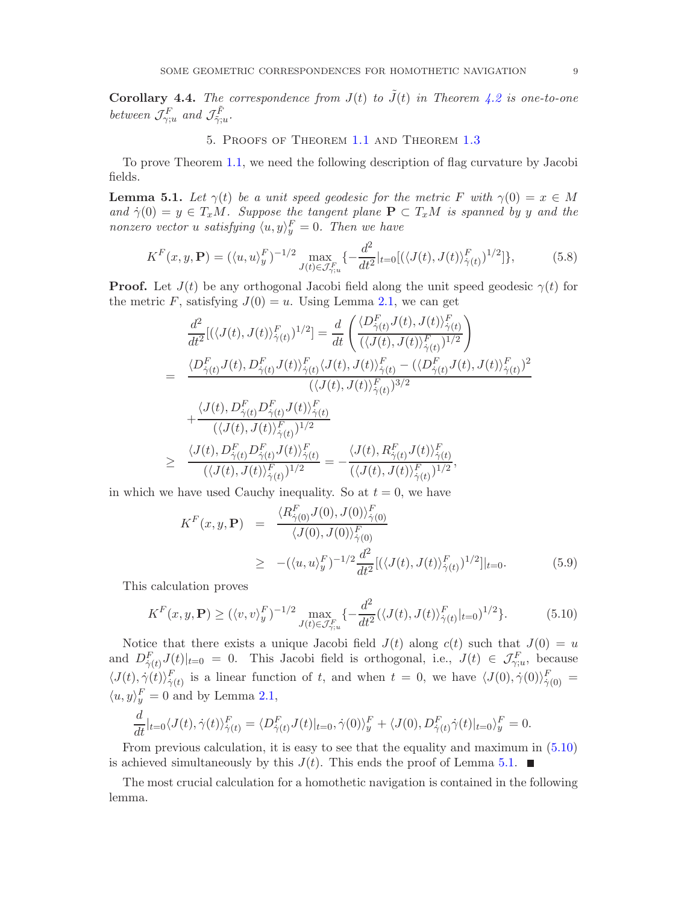**Corollary 4.4.** *The correspondence from $J(t)$ to $\tilde{J}(t)$ in Theorem 4.2 is one-to-one between $\mathcal{J}^F_{\gamma;u}$ and $\mathcal{J}^{\tilde{F}}_{\tilde{\gamma};u}$.*

## 5. Proofs of Theorem 1.1 and Theorem 1.3

To prove Theorem 1.1, we need the following description of flag curvature by Jacobi fields.

**Lemma 5.1.** *Let $\gamma(t)$ be a unit speed geodesic for the metric $F$ with $\gamma(0) = x \in M$ and $\dot{\gamma}(0) = y \in T_xM$. Suppose the tangent plane $\mathbf{P} \subset T_xM$ is spanned by $y$ and the nonzero vector $u$ satisfying $\langle u, y\rangle^F_y = 0$. Then we have*

$$K^F(x, y, \mathbf{P}) = (\langle u, u\rangle^F_y)^{-1/2} \max_{J(t)\in\mathcal{J}^F_{\gamma;u}} \{-\frac{d^2}{dt^2}|_{t=0}[(\langle J(t), J(t)\rangle^F_{\dot{\gamma}(t)})^{1/2}]\}, \tag{5.8}$$

**Proof.** Let $J(t)$ be any orthogonal Jacobi field along the unit speed geodesic $\gamma(t)$ for the metric $F$, satisfying $J(0) = u$. Using Lemma 2.1, we can get

$$\begin{aligned}
&\frac{d^2}{dt^2}[(\langle J(t), J(t)\rangle^F_{\dot{\gamma}(t)})^{1/2}] = \frac{d}{dt}\left(\frac{\langle D^F_{\dot{\gamma}(t)}J(t), J(t)\rangle^F_{\dot{\gamma}(t)}}{(\langle J(t), J(t)\rangle^F_{\dot{\gamma}(t)})^{1/2}}\right) \\
=\ & \frac{\langle D^F_{\dot{\gamma}(t)}J(t), D^F_{\dot{\gamma}(t)}J(t)\rangle^F_{\dot{\gamma}(t)}\langle J(t), J(t)\rangle^F_{\dot{\gamma}(t)} - (\langle D^F_{\dot{\gamma}(t)}J(t), J(t)\rangle^F_{\dot{\gamma}(t)})^2}{(\langle J(t), J(t)\rangle^F_{\dot{\gamma}(t)})^{3/2}} \\
&+\frac{\langle J(t), D^F_{\dot{\gamma}(t)}D^F_{\dot{\gamma}(t)}J(t)\rangle^F_{\dot{\gamma}(t)}}{(\langle J(t), J(t)\rangle^F_{\dot{\gamma}(t)})^{1/2}} \\
\geq\ & \frac{\langle J(t), D^F_{\dot{\gamma}(t)}D^F_{\dot{\gamma}(t)}J(t)\rangle^F_{\dot{\gamma}(t)}}{(\langle J(t), J(t)\rangle^F_{\dot{\gamma}(t)})^{1/2}} = -\frac{\langle J(t), R^F_{\dot{\gamma}(t)}J(t)\rangle^F_{\dot{\gamma}(t)}}{(\langle J(t), J(t)\rangle^F_{\dot{\gamma}(t)})^{1/2}},
\end{aligned}$$

in which we have used Cauchy inequality. So at $t = 0$, we have

$$\begin{aligned}
K^F(x, y, \mathbf{P}) &= \frac{\langle R^F_{\dot{\gamma}(0)}J(0), J(0)\rangle^F_{\dot{\gamma}(0)}}{\langle J(0), J(0)\rangle^F_{\dot{\gamma}(0)}} \\
&\geq -(\langle u, u\rangle^F_y)^{-1/2}\frac{d^2}{dt^2}[(\langle J(t), J(t)\rangle^F_{\dot{\gamma}(t)})^{1/2}]|_{t=0}.
\end{aligned} \tag{5.9}$$

This calculation proves

$$K^F(x, y, \mathbf{P}) \geq (\langle v, v\rangle^F_y)^{-1/2} \max_{J(t)\in\mathcal{J}^F_{\gamma;u}} \{-\frac{d^2}{dt^2}(\langle J(t), J(t)\rangle^F_{\dot{\gamma}(t)}|_{t=0})^{1/2}\}. \tag{5.10}$$

Notice that there exists a unique Jacobi field $J(t)$ along $c(t)$ such that $J(0) = u$ and $D^F_{\dot{\gamma}(t)}J(t)|_{t=0} = 0$. This Jacobi field is orthogonal, i.e., $J(t) \in \mathcal{J}^F_{\gamma;u}$, because $\langle J(t), \dot{\gamma}(t)\rangle^F_{\dot{\gamma}(t)}$ is a linear function of $t$, and when $t = 0$, we have $\langle J(0), \dot{\gamma}(0)\rangle^F_{\dot{\gamma}(0)} = \langle u, y\rangle^F_y = 0$ and by Lemma 2.1,

$$\frac{d}{dt}|_{t=0}\langle J(t), \dot{\gamma}(t)\rangle^F_{\dot{\gamma}(t)} = \langle D^F_{\dot{\gamma}(t)}J(t)|_{t=0}, \dot{\gamma}(0)\rangle^F_y + \langle J(0), D^F_{\dot{\gamma}(t)}\dot{\gamma}(t)|_{t=0}\rangle^F_y = 0.$$

From previous calculation, it is easy to see that the equality and maximum in (5.10) is achieved simultaneously by this $J(t)$. This ends the proof of Lemma 5.1. ∎

The most crucial calculation for a homothetic navigation is contained in the following lemma.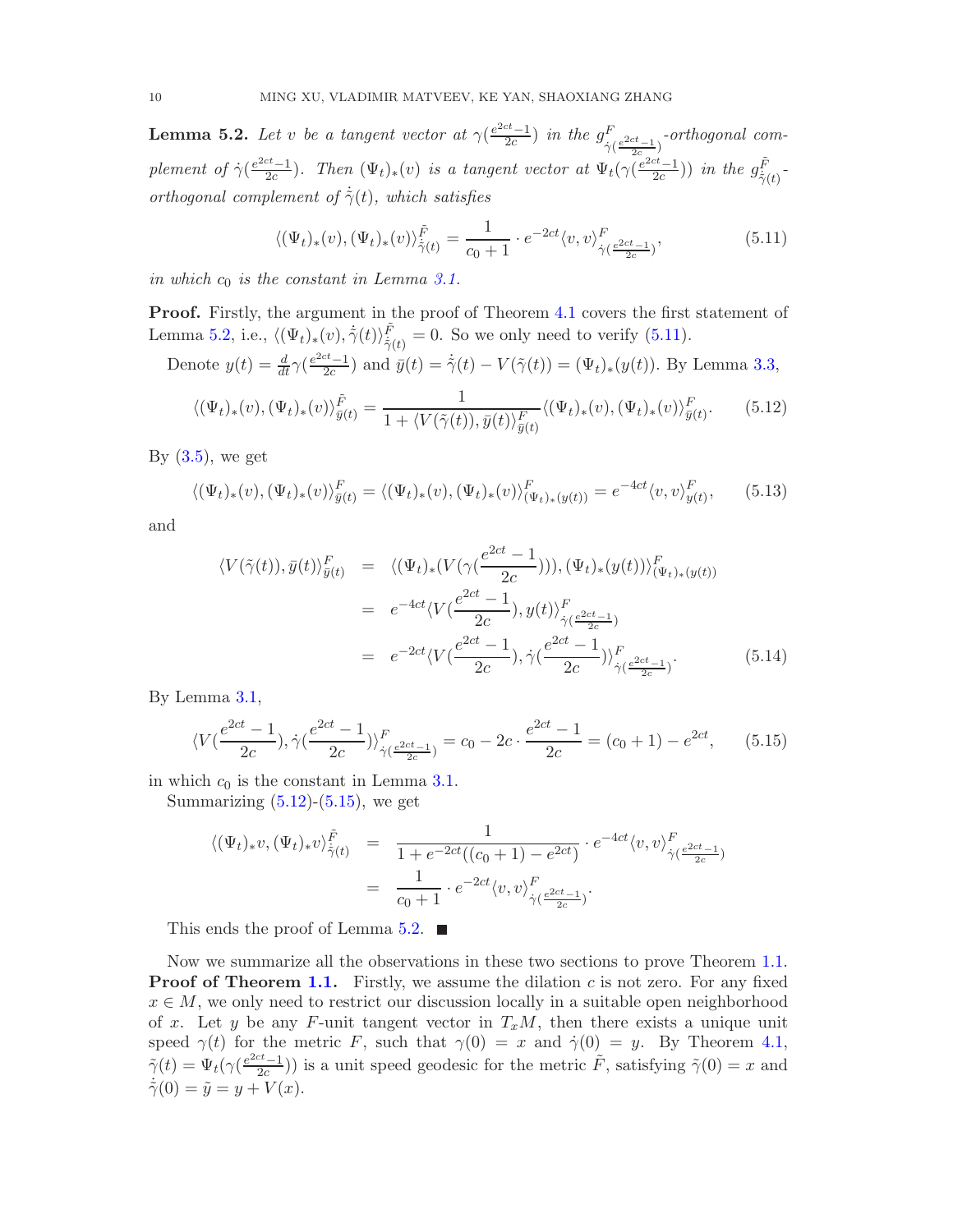**Lemma 5.2.** *Let $v$ be a tangent vector at $\gamma(\frac{e^{2ct}-1}{2c})$ in the $g^F_{\dot\gamma(\frac{e^{2ct}-1}{2c})}$-orthogonal complement of $\dot\gamma(\frac{e^{2ct}-1}{2c})$. Then $(\Psi_t)_*(v)$ is a tangent vector at $\Psi_t(\gamma(\frac{e^{2ct}-1}{2c}))$ in the $g^{\tilde F}_{\dot{\tilde\gamma}(t)}$-orthogonal complement of $\dot{\tilde\gamma}(t)$, which satisfies*

$$\langle(\Psi_t)_*(v),(\Psi_t)_*(v)\rangle^{\tilde F}_{\dot{\tilde\gamma}(t)}=\frac{1}{c_0+1}\cdot e^{-2ct}\langle v,v\rangle^F_{\dot\gamma(\frac{e^{2ct}-1}{2c})},\tag{5.11}$$

*in which $c_0$ is the constant in Lemma 3.1.*

**Proof.** Firstly, the argument in the proof of Theorem 4.1 covers the first statement of Lemma 5.2, i.e., $\langle(\Psi_t)_*(v),\dot{\tilde\gamma}(t)\rangle^{\tilde F}_{\dot{\tilde\gamma}(t)}=0$. So we only need to verify (5.11).

Denote $y(t)=\frac{d}{dt}\gamma(\frac{e^{2ct}-1}{2c})$ and $\bar y(t)=\dot{\tilde\gamma}(t)-V(\tilde\gamma(t))=(\Psi_t)_*(y(t))$. By Lemma 3.3,

$$\langle(\Psi_t)_*(v),(\Psi_t)_*(v)\rangle^{\tilde F}_{\bar y(t)}=\frac{1}{1+\langle V(\tilde\gamma(t)),\bar y(t)\rangle^F_{\bar y(t)}}\langle(\Psi_t)_*(v),(\Psi_t)_*(v)\rangle^F_{\bar y(t)}.\tag{5.12}$$

By (3.5), we get

$$\langle(\Psi_t)_*(v),(\Psi_t)_*(v)\rangle^F_{\bar y(t)}=\langle(\Psi_t)_*(v),(\Psi_t)_*(v)\rangle^F_{(\Psi_t)_*(y(t))}=e^{-4ct}\langle v,v\rangle^F_{y(t)},\tag{5.13}$$

and

$$\begin{aligned}
\langle V(\tilde\gamma(t)),\bar y(t)\rangle^F_{\bar y(t)} &= \langle(\Psi_t)_*(V(\gamma(\frac{e^{2ct}-1}{2c}))),(\Psi_t)_*(y(t))\rangle^F_{(\Psi_t)_*(y(t))}\\
&= e^{-4ct}\langle V(\frac{e^{2ct}-1}{2c}),y(t)\rangle^F_{\dot\gamma(\frac{e^{2ct}-1}{2c})}\\
&= e^{-2ct}\langle V(\frac{e^{2ct}-1}{2c}),\dot\gamma(\frac{e^{2ct}-1}{2c})\rangle^F_{\dot\gamma(\frac{e^{2ct}-1}{2c})}.
\end{aligned}\tag{5.14}$$

By Lemma 3.1,

$$\langle V(\frac{e^{2ct}-1}{2c}),\dot\gamma(\frac{e^{2ct}-1}{2c})\rangle^F_{\dot\gamma(\frac{e^{2ct}-1}{2c})}=c_0-2c\cdot\frac{e^{2ct}-1}{2c}=(c_0+1)-e^{2ct},\tag{5.15}$$

in which $c_0$ is the constant in Lemma 3.1.

Summarizing (5.12)-(5.15), we get

$$\begin{aligned}
\langle(\Psi_t)_*v,(\Psi_t)_*v\rangle^{\tilde F}_{\dot{\tilde\gamma}(t)} &= \frac{1}{1+e^{-2ct}((c_0+1)-e^{2ct})}\cdot e^{-4ct}\langle v,v\rangle^F_{\dot\gamma(\frac{e^{2ct}-1}{2c})}\\
&= \frac{1}{c_0+1}\cdot e^{-2ct}\langle v,v\rangle^F_{\dot\gamma(\frac{e^{2ct}-1}{2c})}.
\end{aligned}$$

This ends the proof of Lemma 5.2. ■

Now we summarize all the observations in these two sections to prove Theorem 1.1.

**Proof of Theorem 1.1.** Firstly, we assume the dilation $c$ is not zero. For any fixed $x\in M$, we only need to restrict our discussion locally in a suitable open neighborhood of $x$. Let $y$ be any $F$-unit tangent vector in $T_xM$, then there exists a unique unit speed $\gamma(t)$ for the metric $F$, such that $\gamma(0)=x$ and $\dot\gamma(0)=y$. By Theorem 4.1, $\tilde\gamma(t)=\Psi_t(\gamma(\frac{e^{2ct}-1}{2c}))$ is a unit speed geodesic for the metric $\tilde F$, satisfying $\tilde\gamma(0)=x$ and $\dot{\tilde\gamma}(0)=\tilde y=y+V(x)$.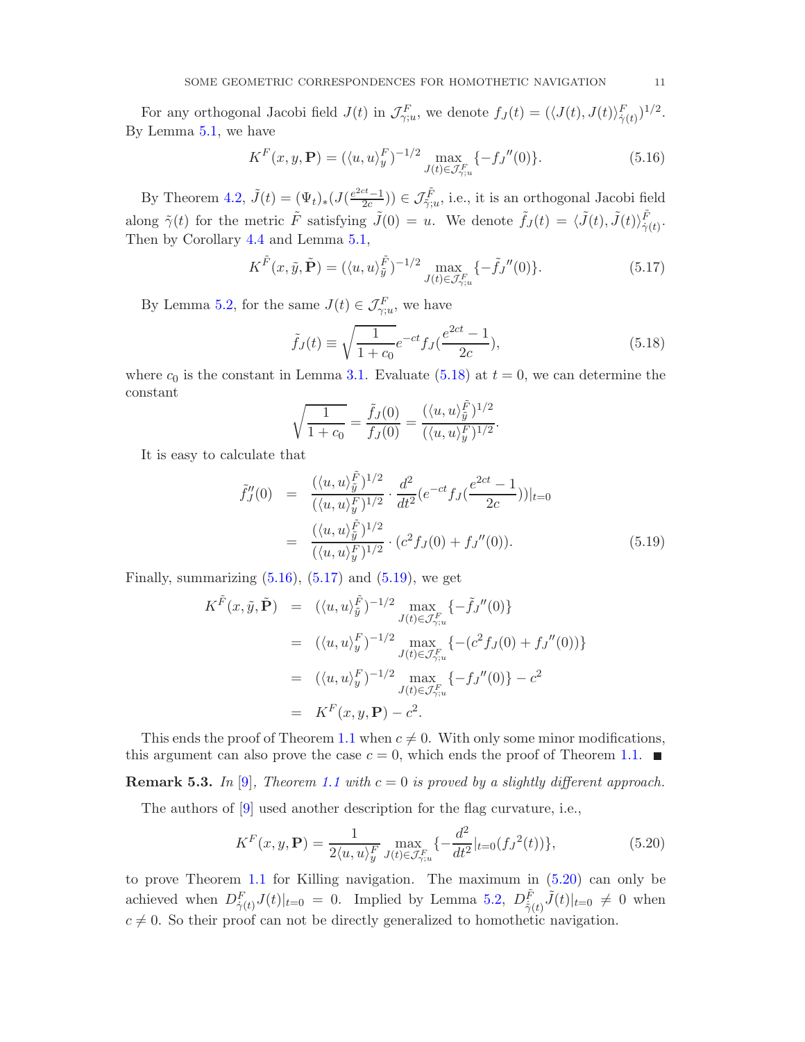For any orthogonal Jacobi field $J(t)$ in $\mathcal{J}^F_{\gamma;u}$, we denote $f_J(t) = (\langle J(t), J(t)\rangle^F_{\dot\gamma(t)})^{1/2}$. By Lemma 5.1, we have

$$K^F(x, y, \mathbf{P}) = (\langle u, u\rangle^F_y)^{-1/2} \max_{J(t)\in\mathcal{J}^F_{\gamma;u}} \{-f_J{}''(0)\}. \tag{5.16}$$

By Theorem 4.2, $\tilde J(t) = (\Psi_t)_*(J(\frac{e^{2ct}-1}{2c})) \in \mathcal{J}^{\tilde F}_{\tilde\gamma;u}$, i.e., it is an orthogonal Jacobi field along $\tilde\gamma(t)$ for the metric $\tilde F$ satisfying $\tilde J(0) = u$. We denote $\tilde f_J(t) = \langle \tilde J(t), \tilde J(t)\rangle^{\tilde F}_{\dot{\tilde\gamma}(t)}$. Then by Corollary 4.4 and Lemma 5.1,

$$K^{\tilde F}(x, \tilde y, \tilde{\mathbf{P}}) = (\langle u, u\rangle^{\tilde F}_{\tilde y})^{-1/2} \max_{J(t)\in\mathcal{J}^F_{\gamma;u}} \{-\tilde f_J{}''(0)\}. \tag{5.17}$$

By Lemma 5.2, for the same $J(t) \in \mathcal{J}^F_{\gamma;u}$, we have

$$\tilde f_J(t) \equiv \sqrt{\frac{1}{1+c_0}}\, e^{-ct} f_J(\frac{e^{2ct}-1}{2c}), \tag{5.18}$$

where $c_0$ is the constant in Lemma 3.1. Evaluate (5.18) at $t = 0$, we can determine the constant

$$\sqrt{\frac{1}{1+c_0}} = \frac{\tilde f_J(0)}{f_J(0)} = \frac{(\langle u, u\rangle^{\tilde F}_{\tilde y})^{1/2}}{(\langle u, u\rangle^F_y)^{1/2}}.$$

It is easy to calculate that

$$\begin{aligned}
\tilde f_J''(0) &= \frac{(\langle u, u\rangle^{\tilde F}_{\tilde y})^{1/2}}{(\langle u, u\rangle^F_y)^{1/2}} \cdot \frac{d^2}{dt^2}(e^{-ct} f_J(\frac{e^{2ct}-1}{2c}))|_{t=0} \\
&= \frac{(\langle u, u\rangle^{\tilde F}_{\tilde y})^{1/2}}{(\langle u, u\rangle^F_y)^{1/2}} \cdot (c^2 f_J(0) + f_J{}''(0)).
\end{aligned} \tag{5.19}$$

Finally, summarizing (5.16), (5.17) and (5.19), we get

$$\begin{aligned}
K^{\tilde F}(x, \tilde y, \tilde{\mathbf{P}}) &= (\langle u, u\rangle^{\tilde F}_{\tilde y})^{-1/2} \max_{J(t)\in\mathcal{J}^F_{\gamma;u}} \{-\tilde f_J{}''(0)\} \\
&= (\langle u, u\rangle^F_y)^{-1/2} \max_{J(t)\in\mathcal{J}^F_{\gamma;u}} \{-(c^2 f_J(0) + f_J{}''(0))\} \\
&= (\langle u, u\rangle^F_y)^{-1/2} \max_{J(t)\in\mathcal{J}^F_{\gamma;u}} \{-f_J{}''(0)\} - c^2 \\
&= K^F(x, y, \mathbf{P}) - c^2.
\end{aligned}$$

This ends the proof of Theorem 1.1 when $c \neq 0$. With only some minor modifications, this argument can also prove the case $c = 0$, which ends the proof of Theorem 1.1. ■

**Remark 5.3.** *In [9], Theorem 1.1 with $c = 0$ is proved by a slightly different approach.*

The authors of [9] used another description for the flag curvature, i.e.,

$$K^F(x, y, \mathbf{P}) = \frac{1}{2\langle u, u\rangle^F_y} \max_{J(t)\in\mathcal{J}^F_{\gamma;u}} \{-\frac{d^2}{dt^2}|_{t=0}(f_J{}^2(t))\}, \tag{5.20}$$

to prove Theorem 1.1 for Killing navigation. The maximum in (5.20) can only be achieved when $D^F_{\dot\gamma(t)} J(t)|_{t=0} = 0$. Implied by Lemma 5.2, $D^{\tilde F}_{\dot{\tilde\gamma}(t)} \tilde J(t)|_{t=0} \neq 0$ when $c \neq 0$. So their proof can not be directly generalized to homothetic navigation.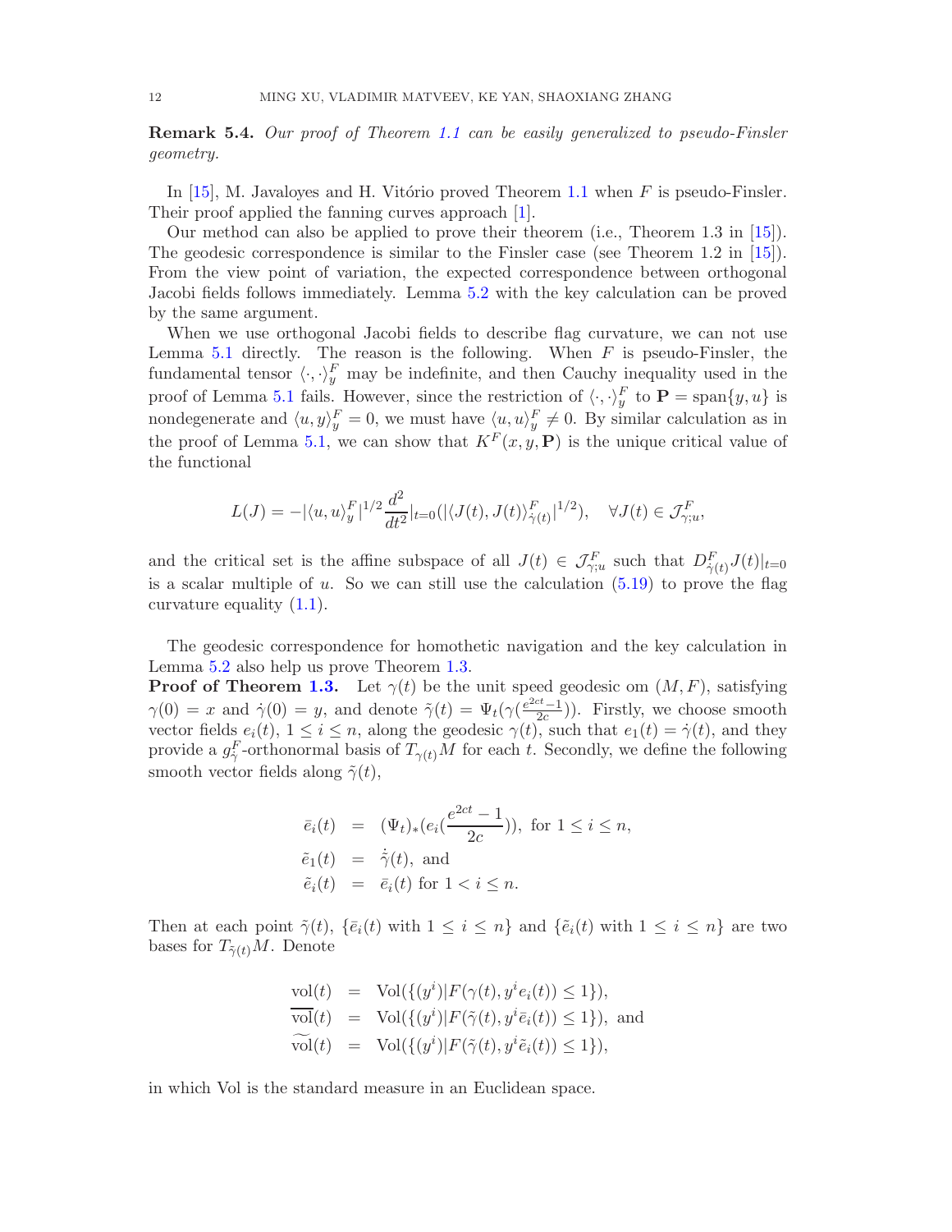**Remark 5.4.** *Our proof of Theorem 1.1 can be easily generalized to pseudo-Finsler geometry.*

In [15], M. Javaloyes and H. Vitório proved Theorem 1.1 when $F$ is pseudo-Finsler. Their proof applied the fanning curves approach [1].

Our method can also be applied to prove their theorem (i.e., Theorem 1.3 in [15]). The geodesic correspondence is similar to the Finsler case (see Theorem 1.2 in [15]). From the view point of variation, the expected correspondence between orthogonal Jacobi fields follows immediately. Lemma 5.2 with the key calculation can be proved by the same argument.

When we use orthogonal Jacobi fields to describe flag curvature, we can not use Lemma 5.1 directly. The reason is the following. When $F$ is pseudo-Finsler, the fundamental tensor $\langle\cdot,\cdot\rangle_y^F$ may be indefinite, and then Cauchy inequality used in the proof of Lemma 5.1 fails. However, since the restriction of $\langle\cdot,\cdot\rangle_y^F$ to $\mathbf{P}=\mathrm{span}\{y,u\}$ is nondegenerate and $\langle u,y\rangle_y^F=0$, we must have $\langle u,u\rangle_y^F\neq 0$. By similar calculation as in the proof of Lemma 5.1, we can show that $K^F(x,y,\mathbf{P})$ is the unique critical value of the functional

$$L(J)=-|\langle u,u\rangle_y^F|^{1/2}\frac{d^2}{dt^2}|_{t=0}(|\langle J(t),J(t)\rangle_{\dot\gamma(t)}^F|^{1/2}),\quad \forall J(t)\in\mathcal{J}_{\gamma;u}^F,$$

and the critical set is the affine subspace of all $J(t)\in\mathcal{J}_{\gamma;u}^F$ such that $D_{\dot\gamma(t)}^F J(t)|_{t=0}$ is a scalar multiple of $u$. So we can still use the calculation (5.19) to prove the flag curvature equality (1.1).

The geodesic correspondence for homothetic navigation and the key calculation in Lemma 5.2 also help us prove Theorem 1.3.

**Proof of Theorem 1.3.** Let $\gamma(t)$ be the unit speed geodesic om $(M,F)$, satisfying $\gamma(0)=x$ and $\dot\gamma(0)=y$, and denote $\tilde\gamma(t)=\Psi_t(\gamma(\frac{e^{2ct}-1}{2c}))$. Firstly, we choose smooth vector fields $e_i(t)$, $1\leq i\leq n$, along the geodesic $\gamma(t)$, such that $e_1(t)=\dot\gamma(t)$, and they provide a $g_{\dot\gamma}^F$-orthonormal basis of $T_{\gamma(t)}M$ for each $t$. Secondly, we define the following smooth vector fields along $\tilde\gamma(t)$,

$$\begin{aligned}
\bar e_i(t) &= (\Psi_t)_*(e_i(\frac{e^{2ct}-1}{2c})),\ \text{for } 1\leq i\leq n,\\
\tilde e_1(t) &= \dot{\tilde\gamma}(t),\ \text{and}\\
\tilde e_i(t) &= \bar e_i(t)\ \text{for } 1<i\leq n.
\end{aligned}$$

Then at each point $\tilde\gamma(t)$, $\{\bar e_i(t)$ with $1\leq i\leq n\}$ and $\{\tilde e_i(t)$ with $1\leq i\leq n\}$ are two bases for $T_{\tilde\gamma(t)}M$. Denote

$$\begin{aligned}
\mathrm{vol}(t) &= \mathrm{Vol}(\{(y^i)|F(\gamma(t),y^ie_i(t))\leq 1\}),\\
\overline{\mathrm{vol}}(t) &= \mathrm{Vol}(\{(y^i)|F(\tilde\gamma(t),y^i\bar e_i(t))\leq 1\}),\ \text{and}\\
\widetilde{\mathrm{vol}}(t) &= \mathrm{Vol}(\{(y^i)|F(\tilde\gamma(t),y^i\tilde e_i(t))\leq 1\}),
\end{aligned}$$

in which Vol is the standard measure in an Euclidean space.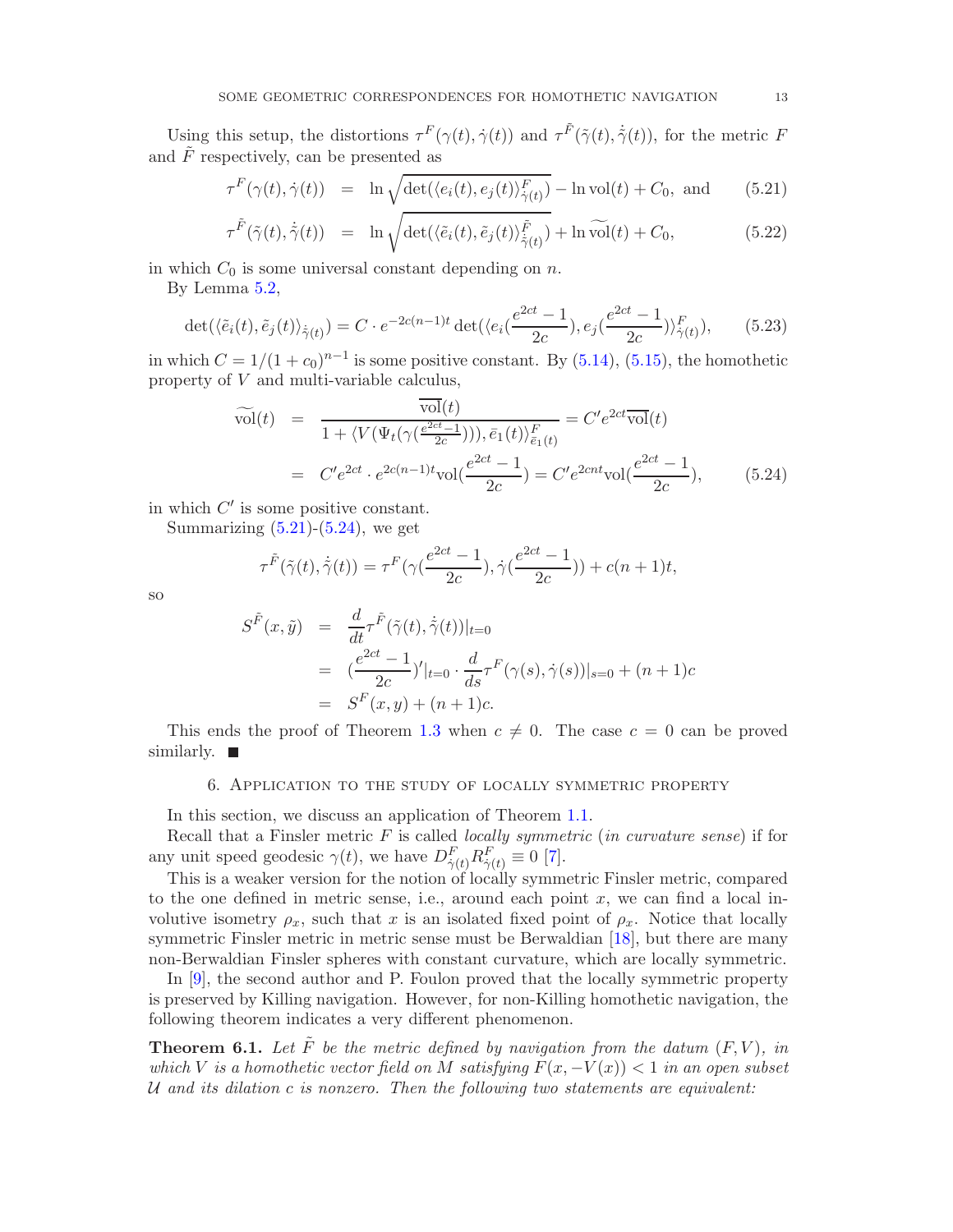Using this setup, the distortions $\tau^F(\gamma(t),\dot\gamma(t))$ and $\tau^{\tilde F}(\tilde\gamma(t),\dot{\tilde\gamma}(t))$, for the metric $F$ and $\tilde F$ respectively, can be presented as

$$\tau^F(\gamma(t),\dot\gamma(t)) = \ln\sqrt{\det(\langle e_i(t),e_j(t)\rangle^F_{\dot\gamma(t)})} - \ln \mathrm{vol}(t) + C_0, \text{ and} \tag{5.21}$$

$$\tau^{\tilde F}(\tilde\gamma(t),\dot{\tilde\gamma}(t)) = \ln\sqrt{\det(\langle \tilde e_i(t),\tilde e_j(t)\rangle^{\tilde F}_{\dot{\tilde\gamma}(t)})} + \ln \widetilde{\mathrm{vol}}(t) + C_0, \tag{5.22}$$

in which $C_0$ is some universal constant depending on $n$.

By Lemma 5.2,

$$\det(\langle \tilde e_i(t),\tilde e_j(t)\rangle_{\dot{\tilde\gamma}(t)}) = C\cdot e^{-2c(n-1)t}\det(\langle e_i(\frac{e^{2ct}-1}{2c}),e_j(\frac{e^{2ct}-1}{2c})\rangle^F_{\dot\gamma(t)}), \tag{5.23}$$

in which $C=1/(1+c_0)^{n-1}$ is some positive constant. By (5.14), (5.15), the homothetic property of $V$ and multi-variable calculus,

$$\begin{aligned}\widetilde{\mathrm{vol}}(t) &= \frac{\overline{\mathrm{vol}}(t)}{1+\langle V(\Psi_t(\gamma(\frac{e^{2ct}-1}{2c}))),\bar e_1(t)\rangle^F_{\bar e_1(t)}} = C'e^{2ct}\overline{\mathrm{vol}}(t)\\ &= C'e^{2ct}\cdot e^{2c(n-1)t}\mathrm{vol}(\frac{e^{2ct}-1}{2c}) = C'e^{2cnt}\mathrm{vol}(\frac{e^{2ct}-1}{2c}),\end{aligned} \tag{5.24}$$

in which $C'$ is some positive constant.

Summarizing (5.21)-(5.24), we get

$$\tau^{\tilde F}(\tilde\gamma(t),\dot{\tilde\gamma}(t)) = \tau^F(\gamma(\frac{e^{2ct}-1}{2c}),\dot\gamma(\frac{e^{2ct}-1}{2c})) + c(n+1)t,$$

so

$$\begin{aligned} S^{\tilde F}(x,\tilde y) &= \frac{d}{dt}\tau^{\tilde F}(\tilde\gamma(t),\dot{\tilde\gamma}(t))|_{t=0}\\ &= (\frac{e^{2ct}-1}{2c})'|_{t=0}\cdot\frac{d}{ds}\tau^F(\gamma(s),\dot\gamma(s))|_{s=0} + (n+1)c\\ &= S^F(x,y)+(n+1)c.\end{aligned}$$

This ends the proof of Theorem 1.3 when $c\neq 0$. The case $c=0$ can be proved similarly. ■

## 6. Application to the study of locally symmetric property

In this section, we discuss an application of Theorem 1.1.

Recall that a Finsler metric $F$ is called *locally symmetric* (*in curvature sense*) if for any unit speed geodesic $\gamma(t)$, we have $D^F_{\dot\gamma(t)}R^F_{\dot\gamma(t)}\equiv 0$ [7].

This is a weaker version for the notion of locally symmetric Finsler metric, compared to the one defined in metric sense, i.e., around each point $x$, we can find a local involutive isometry $\rho_x$, such that $x$ is an isolated fixed point of $\rho_x$. Notice that locally symmetric Finsler metric in metric sense must be Berwaldian [18], but there are many non-Berwaldian Finsler spheres with constant curvature, which are locally symmetric.

In [9], the second author and P. Foulon proved that the locally symmetric property is preserved by Killing navigation. However, for non-Killing homothetic navigation, the following theorem indicates a very different phenomenon.

**Theorem 6.1.** *Let $\tilde F$ be the metric defined by navigation from the datum $(F,V)$, in which $V$ is a homothetic vector field on $M$ satisfying $F(x,-V(x))<1$ in an open subset $\mathcal{U}$ and its dilation $c$ is nonzero. Then the following two statements are equivalent:*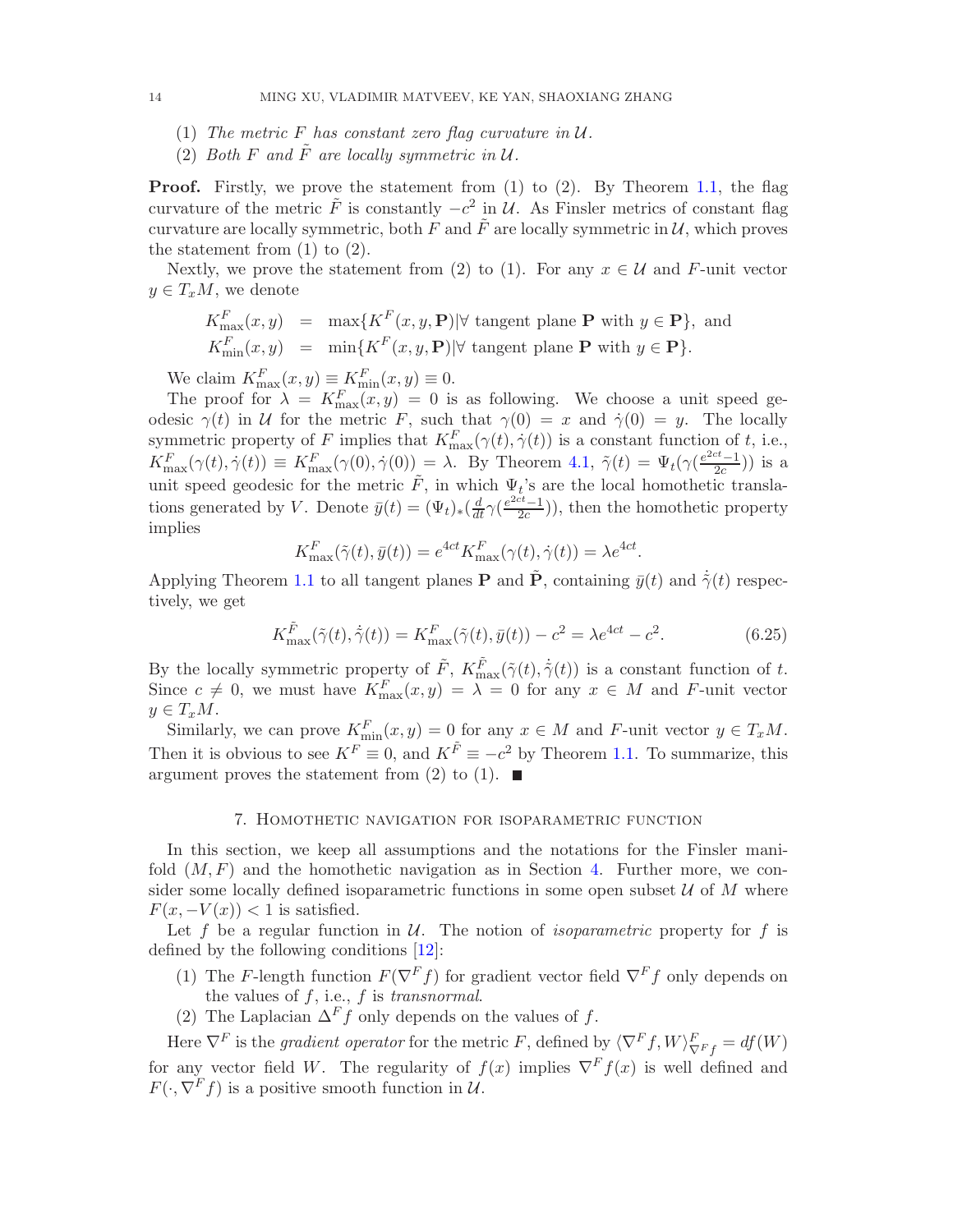(1) *The metric $F$ has constant zero flag curvature in $\mathcal{U}$.*
(2) *Both $F$ and $\tilde{F}$ are locally symmetric in $\mathcal{U}$.*

**Proof.** Firstly, we prove the statement from (1) to (2). By Theorem 1.1, the flag curvature of the metric $\tilde{F}$ is constantly $-c^2$ in $\mathcal{U}$. As Finsler metrics of constant flag curvature are locally symmetric, both $F$ and $\tilde{F}$ are locally symmetric in $\mathcal{U}$, which proves the statement from (1) to (2).

Nextly, we prove the statement from (2) to (1). For any $x \in \mathcal{U}$ and $F$-unit vector $y \in T_xM$, we denote

$$
\begin{aligned}
K^F_{\max}(x,y) &= \max\{K^F(x,y,\mathbf{P}) | \forall \text{ tangent plane } \mathbf{P} \text{ with } y \in \mathbf{P}\}, \text{ and} \\
K^F_{\min}(x,y) &= \min\{K^F(x,y,\mathbf{P}) | \forall \text{ tangent plane } \mathbf{P} \text{ with } y \in \mathbf{P}\}.
\end{aligned}
$$

We claim $K^F_{\max}(x,y) \equiv K^F_{\min}(x,y) \equiv 0$.

The proof for $\lambda = K^F_{\max}(x,y) = 0$ is as following. We choose a unit speed geodesic $\gamma(t)$ in $\mathcal{U}$ for the metric $F$, such that $\gamma(0) = x$ and $\dot{\gamma}(0) = y$. The locally symmetric property of $F$ implies that $K^F_{\max}(\gamma(t), \dot{\gamma}(t))$ is a constant function of $t$, i.e., $K^F_{\max}(\gamma(t), \dot{\gamma}(t)) \equiv K^F_{\max}(\gamma(0), \dot{\gamma}(0)) = \lambda$. By Theorem 4.1, $\tilde{\gamma}(t) = \Psi_t(\gamma(\frac{e^{2ct}-1}{2c}))$ is a unit speed geodesic for the metric $\tilde{F}$, in which $\Psi_t$'s are the local homothetic translations generated by $V$. Denote $\bar{y}(t) = (\Psi_t)_*(\frac{d}{dt}\gamma(\frac{e^{2ct}-1}{2c}))$, then the homothetic property implies

$$
K^F_{\max}(\tilde{\gamma}(t), \bar{y}(t)) = e^{4ct} K^F_{\max}(\gamma(t), \dot{\gamma}(t)) = \lambda e^{4ct}.
$$

Applying Theorem 1.1 to all tangent planes $\mathbf{P}$ and $\tilde{\mathbf{P}}$, containing $\bar{y}(t)$ and $\dot{\tilde{\gamma}}(t)$ respectively, we get

$$
K^{\tilde{F}}_{\max}(\tilde{\gamma}(t), \dot{\tilde{\gamma}}(t)) = K^F_{\max}(\tilde{\gamma}(t), \bar{y}(t)) - c^2 = \lambda e^{4ct} - c^2. \tag{6.25}
$$

By the locally symmetric property of $\tilde{F}$, $K^{\tilde{F}}_{\max}(\tilde{\gamma}(t), \dot{\tilde{\gamma}}(t))$ is a constant function of $t$. Since $c \neq 0$, we must have $K^F_{\max}(x,y) = \lambda = 0$ for any $x \in M$ and $F$-unit vector $y \in T_xM$.

Similarly, we can prove $K^F_{\min}(x,y) = 0$ for any $x \in M$ and $F$-unit vector $y \in T_xM$. Then it is obvious to see $K^F \equiv 0$, and $K^{\tilde{F}} \equiv -c^2$ by Theorem 1.1. To summarize, this argument proves the statement from (2) to (1). ■

## 7. Homothetic navigation for isoparametric function

In this section, we keep all assumptions and the notations for the Finsler manifold $(M, F)$ and the homothetic navigation as in Section 4. Further more, we consider some locally defined isoparametric functions in some open subset $\mathcal{U}$ of $M$ where $F(x, -V(x)) < 1$ is satisfied.

Let $f$ be a regular function in $\mathcal{U}$. The notion of *isoparametric* property for $f$ is defined by the following conditions [12]:

(1) The $F$-length function $F(\nabla^F f)$ for gradient vector field $\nabla^F f$ only depends on the values of $f$, i.e., $f$ is *transnormal*.
(2) The Laplacian $\Delta^F f$ only depends on the values of $f$.

Here $\nabla^F$ is the *gradient operator* for the metric $F$, defined by $\langle \nabla^F f, W \rangle^F_{\nabla^F f} = df(W)$ for any vector field $W$. The regularity of $f(x)$ implies $\nabla^F f(x)$ is well defined and $F(\cdot, \nabla^F f)$ is a positive smooth function in $\mathcal{U}$.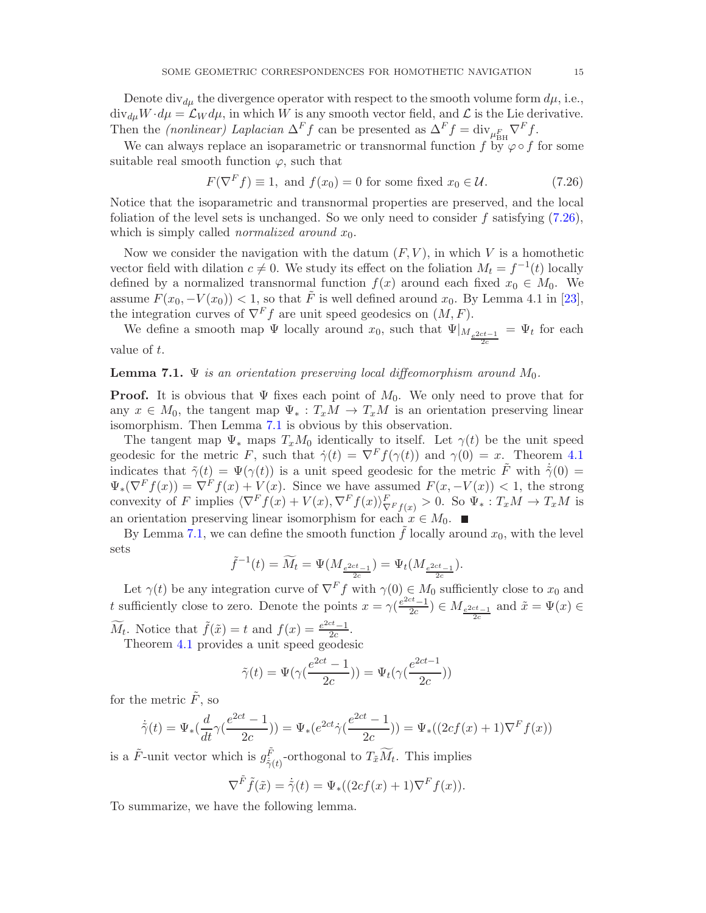Denote $\mathrm{div}_{d\mu}$ the divergence operator with respect to the smooth volume form $d\mu$, i.e., $\mathrm{div}_{d\mu} W \cdot d\mu = \mathcal{L}_W d\mu$, in which $W$ is any smooth vector field, and $\mathcal{L}$ is the Lie derivative. Then the *(nonlinear) Laplacian* $\Delta^F f$ can be presented as $\Delta^F f = \mathrm{div}_{\mu^F_{\mathrm{BH}}} \nabla^F f$.

We can always replace an isoparametric or transnormal function $f$ by $\varphi \circ f$ for some suitable real smooth function $\varphi$, such that

$$F(\nabla^F f) \equiv 1, \text{ and } f(x_0) = 0 \text{ for some fixed } x_0 \in \mathcal{U}. \tag{7.26}$$

Notice that the isoparametric and transnormal properties are preserved, and the local foliation of the level sets is unchanged. So we only need to consider $f$ satisfying (7.26), which is simply called *normalized around* $x_0$.

Now we consider the navigation with the datum $(F, V)$, in which $V$ is a homothetic vector field with dilation $c \neq 0$. We study its effect on the foliation $M_t = f^{-1}(t)$ locally defined by a normalized transnormal function $f(x)$ around each fixed $x_0 \in M_0$. We assume $F(x_0, -V(x_0)) < 1$, so that $\tilde{F}$ is well defined around $x_0$. By Lemma 4.1 in [23], the integration curves of $\nabla^F f$ are unit speed geodesics on $(M, F)$.

We define a smooth map $\Psi$ locally around $x_0$, such that $\Psi|_{M_{\frac{e^{2ct}-1}{2c}}} = \Psi_t$ for each value of $t$.

**Lemma 7.1.** *$\Psi$ is an orientation preserving local diffeomorphism around $M_0$.*

**Proof.** It is obvious that $\Psi$ fixes each point of $M_0$. We only need to prove that for any $x \in M_0$, the tangent map $\Psi_* : T_x M \to T_x M$ is an orientation preserving linear isomorphism. Then Lemma 7.1 is obvious by this observation.

The tangent map $\Psi_*$ maps $T_x M_0$ identically to itself. Let $\gamma(t)$ be the unit speed geodesic for the metric $F$, such that $\dot{\gamma}(t) = \nabla^F f(\gamma(t))$ and $\gamma(0) = x$. Theorem 4.1 indicates that $\tilde{\gamma}(t) = \Psi(\gamma(t))$ is a unit speed geodesic for the metric $\tilde{F}$ with $\dot{\tilde{\gamma}}(0) = \Psi_*(\nabla^F f(x)) = \nabla^F f(x) + V(x)$. Since we have assumed $F(x, -V(x)) < 1$, the strong convexity of $F$ implies $\langle \nabla^F f(x) + V(x), \nabla^F f(x) \rangle^F_{\nabla^F f(x)} > 0$. So $\Psi_* : T_x M \to T_x M$ is an orientation preserving linear isomorphism for each $x \in M_0$. ■

By Lemma 7.1, we can define the smooth function $\tilde{f}$ locally around $x_0$, with the level sets

$$\tilde{f}^{-1}(t) = \widetilde{M}_t = \Psi(M_{\frac{e^{2ct}-1}{2c}}) = \Psi_t(M_{\frac{e^{2ct}-1}{2c}}).$$

Let $\gamma(t)$ be any integration curve of $\nabla^F f$ with $\gamma(0) \in M_0$ sufficiently close to $x_0$ and $t$ sufficiently close to zero. Denote the points $x = \gamma(\frac{e^{2ct}-1}{2c}) \in M_{\frac{e^{2ct}-1}{2c}}$ and $\tilde{x} = \Psi(x) \in \widetilde{M}_t$. Notice that $\tilde{f}(\tilde{x}) = t$ and $f(x) = \frac{e^{2ct}-1}{2c}$.

Theorem 4.1 provides a unit speed geodesic

$$\tilde{\gamma}(t) = \Psi(\gamma(\frac{e^{2ct}-1}{2c})) = \Psi_t(\gamma(\frac{e^{2ct-1}}{2c}))$$

for the metric $\tilde{F}$, so

$$\dot{\tilde{\gamma}}(t) = \Psi_*(\frac{d}{dt}\gamma(\frac{e^{2ct}-1}{2c})) = \Psi_*(e^{2ct}\dot{\gamma}(\frac{e^{2ct}-1}{2c})) = \Psi_*((2cf(x)+1)\nabla^F f(x))$$

is a $\tilde{F}$-unit vector which is $g^{\tilde{F}}_{\dot{\tilde{\gamma}}(t)}$-orthogonal to $T_{\tilde{x}}\widetilde{M}_t$. This implies

$$\nabla^{\tilde{F}} \tilde{f}(\tilde{x}) = \dot{\tilde{\gamma}}(t) = \Psi_*((2cf(x)+1)\nabla^F f(x)).$$

To summarize, we have the following lemma.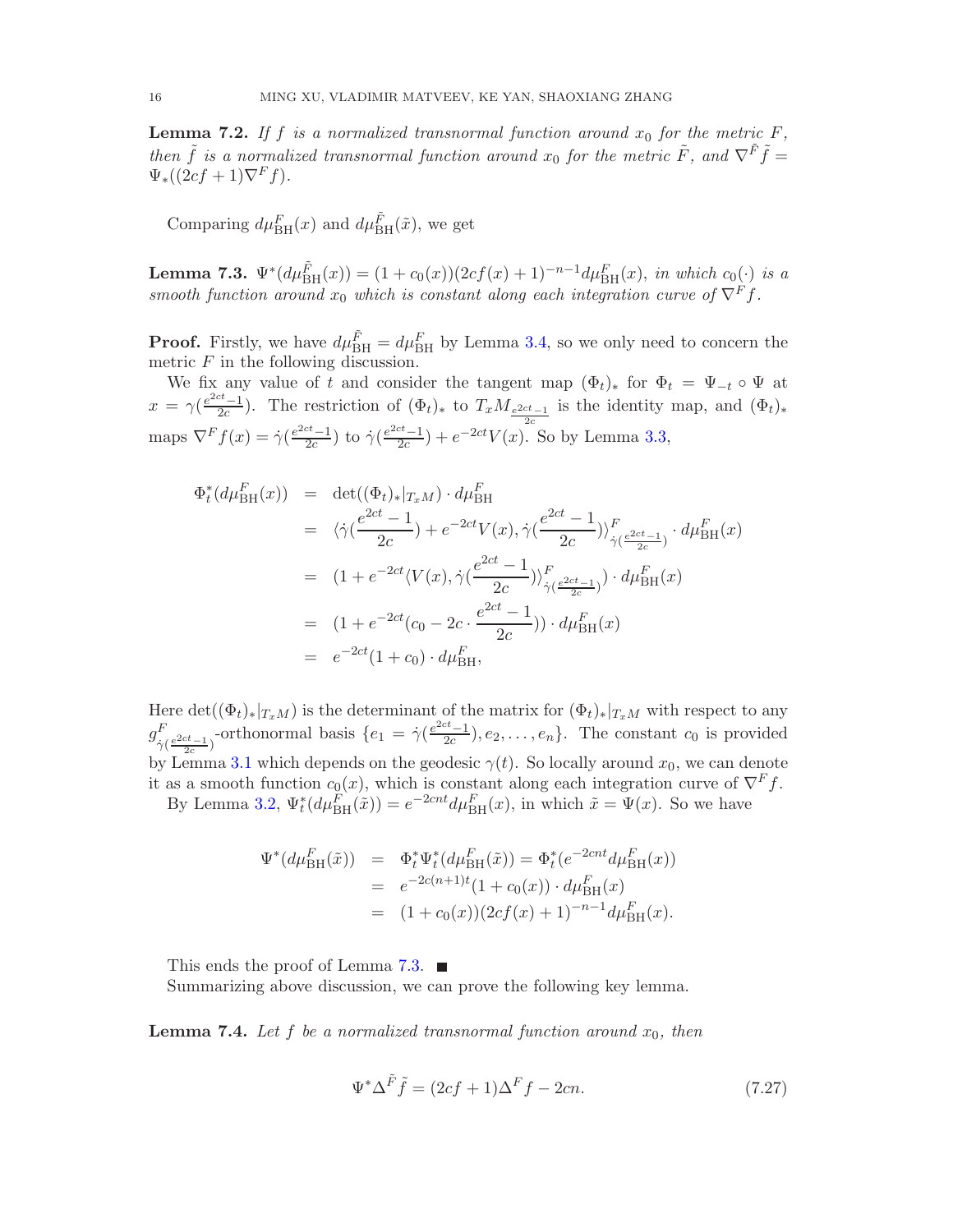**Lemma 7.2.** *If $f$ is a normalized transnormal function around $x_0$ for the metric $F$, then $\tilde{f}$ is a normalized transnormal function around $x_0$ for the metric $\tilde{F}$, and $\nabla^{\tilde{F}}\tilde{f} = \Psi_*((2cf+1)\nabla^F f)$.*

Comparing $d\mu^F_{\rm BH}(x)$ and $d\mu^{\tilde{F}}_{\rm BH}(\tilde{x})$, we get

**Lemma 7.3.** $\Psi^*(d\mu^{\tilde{F}}_{\rm BH}(x)) = (1+c_0(x))(2cf(x)+1)^{-n-1}d\mu^F_{\rm BH}(x)$*, in which $c_0(\cdot)$ is a smooth function around $x_0$ which is constant along each integration curve of $\nabla^F f$.*

**Proof.** Firstly, we have $d\mu^{\tilde{F}}_{\rm BH} = d\mu^F_{\rm BH}$ by Lemma 3.4, so we only need to concern the metric $F$ in the following discussion.

We fix any value of $t$ and consider the tangent map $(\Phi_t)_*$ for $\Phi_t = \Psi_{-t}\circ\Psi$ at $x = \gamma(\frac{e^{2ct}-1}{2c})$. The restriction of $(\Phi_t)_*$ to $T_xM_{\frac{e^{2ct}-1}{2c}}$ is the identity map, and $(\Phi_t)_*$ maps $\nabla^F f(x) = \dot{\gamma}(\frac{e^{2ct}-1}{2c})$ to $\dot{\gamma}(\frac{e^{2ct}-1}{2c}) + e^{-2ct}V(x)$. So by Lemma 3.3,

$$
\begin{aligned}
\Phi_t^*(d\mu^F_{\rm BH}(x)) &= \det((\Phi_t)_*|_{T_xM})\cdot d\mu^F_{\rm BH}\\
&= \langle \dot{\gamma}(\frac{e^{2ct}-1}{2c}) + e^{-2ct}V(x), \dot{\gamma}(\frac{e^{2ct}-1}{2c})\rangle^F_{\dot{\gamma}(\frac{e^{2ct}-1}{2c})}\cdot d\mu^F_{\rm BH}(x)\\
&= (1 + e^{-2ct}\langle V(x), \dot{\gamma}(\frac{e^{2ct}-1}{2c})\rangle^F_{\dot{\gamma}(\frac{e^{2ct}-1}{2c})})\cdot d\mu^F_{\rm BH}(x)\\
&= (1 + e^{-2ct}(c_0 - 2c\cdot\frac{e^{2ct}-1}{2c}))\cdot d\mu^F_{\rm BH}(x)\\
&= e^{-2ct}(1+c_0)\cdot d\mu^F_{\rm BH},
\end{aligned}
$$

Here $\det((\Phi_t)_*|_{T_xM})$ is the determinant of the matrix for $(\Phi_t)_*|_{T_xM}$ with respect to any $g^F_{\dot{\gamma}(\frac{e^{2ct}-1}{2c})}$-orthonormal basis $\{e_1 = \dot{\gamma}(\frac{e^{2ct}-1}{2c}), e_2, \ldots, e_n\}$. The constant $c_0$ is provided by Lemma 3.1 which depends on the geodesic $\gamma(t)$. So locally around $x_0$, we can denote it as a smooth function $c_0(x)$, which is constant along each integration curve of $\nabla^F f$.

By Lemma 3.2, $\Psi_t^*(d\mu^F_{\rm BH}(\tilde{x})) = e^{-2cnt}d\mu^F_{\rm BH}(x)$, in which $\tilde{x} = \Psi(x)$. So we have

$$
\begin{aligned}
\Psi^*(d\mu^F_{\rm BH}(\tilde{x})) &= \Phi_t^*\Psi_t^*(d\mu^F_{\rm BH}(\tilde{x})) = \Phi_t^*(e^{-2cnt}d\mu^F_{\rm BH}(x))\\
&= e^{-2c(n+1)t}(1+c_0(x))\cdot d\mu^F_{\rm BH}(x)\\
&= (1+c_0(x))(2cf(x)+1)^{-n-1}d\mu^F_{\rm BH}(x).
\end{aligned}
$$

This ends the proof of Lemma 7.3. ■

Summarizing above discussion, we can prove the following key lemma.

**Lemma 7.4.** *Let $f$ be a normalized transnormal function around $x_0$, then*

$$
\Psi^*\Delta^{\tilde{F}}\tilde{f} = (2cf+1)\Delta^F f - 2cn. \tag{7.27}
$$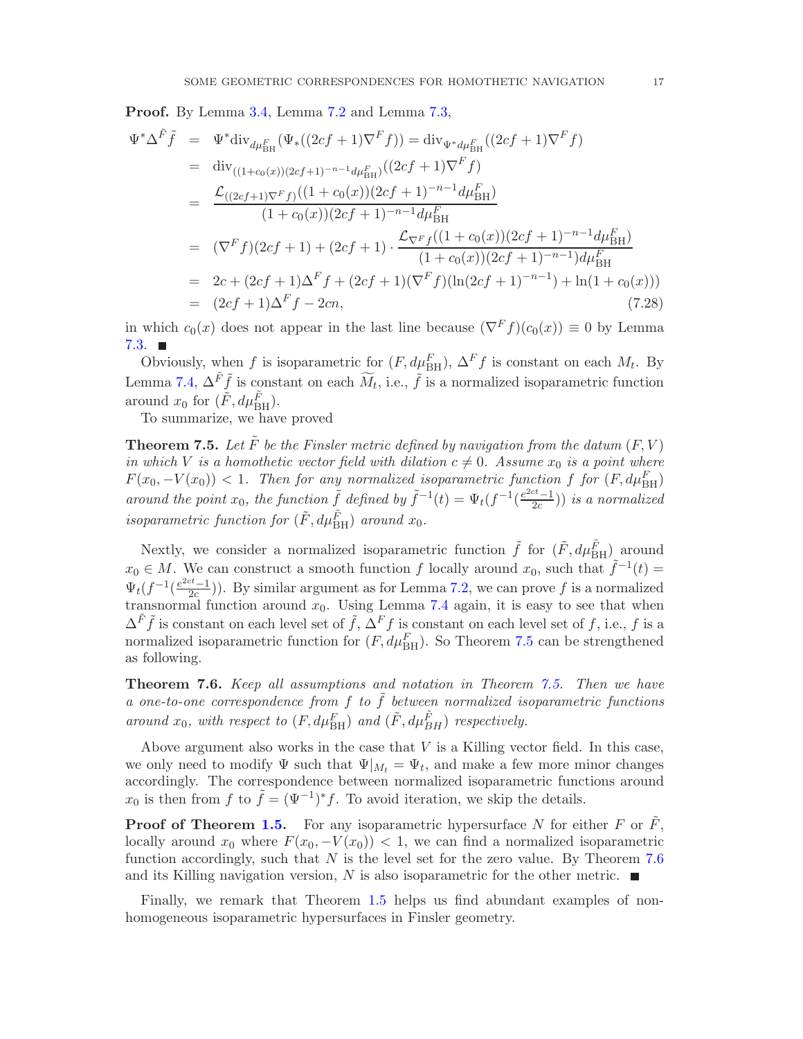**Proof.** By Lemma 3.4, Lemma 7.2 and Lemma 7.3,

$$
\begin{aligned}
\Psi^*\Delta^{\tilde{F}}\tilde{f} &= \Psi^*\mathrm{div}_{d\mu_{\mathrm{BH}}^{F}}(\Psi_*((2cf+1)\nabla^F f)) = \mathrm{div}_{\Psi^* d\mu_{\mathrm{BH}}^{F}}((2cf+1)\nabla^F f)\\
&= \mathrm{div}_{((1+c_0(x))(2cf+1)^{-n-1}d\mu_{\mathrm{BH}}^{F})}((2cf+1)\nabla^F f)\\
&= \frac{\mathcal{L}_{((2cf+1)\nabla^F f)}((1+c_0(x))(2cf+1)^{-n-1}d\mu_{\mathrm{BH}}^{F})}{(1+c_0(x))(2cf+1)^{-n-1}d\mu_{\mathrm{BH}}^{F}}\\
&= (\nabla^F f)(2cf+1) + (2cf+1)\cdot\frac{\mathcal{L}_{\nabla^F f}((1+c_0(x))(2cf+1)^{-n-1}d\mu_{\mathrm{BH}}^{F})}{(1+c_0(x))(2cf+1)^{-n-1})d\mu_{\mathrm{BH}}^{F}}\\
&= 2c + (2cf+1)\Delta^F f + (2cf+1)(\nabla^F f)(\ln(2cf+1)^{-n-1}) + \ln(1+c_0(x)))\\
&= (2cf+1)\Delta^F f - 2cn, \qquad (7.28)
\end{aligned}
$$

in which $c_0(x)$ does not appear in the last line because $(\nabla^F f)(c_0(x)) \equiv 0$ by Lemma 7.3. ∎

Obviously, when $f$ is isoparametric for $(F, d\mu_{\mathrm{BH}}^{F})$, $\Delta^F f$ is constant on each $M_t$. By Lemma 7.4, $\Delta^{\tilde{F}}\tilde{f}$ is constant on each $\widetilde{M_t}$, i.e., $\tilde{f}$ is a normalized isoparametric function around $x_0$ for $(\tilde{F}, d\mu_{\mathrm{BH}}^{\tilde{F}})$.

To summarize, we have proved

**Theorem 7.5.** *Let $\tilde{F}$ be the Finsler metric defined by navigation from the datum $(F, V)$ in which $V$ is a homothetic vector field with dilation $c \neq 0$. Assume $x_0$ is a point where $F(x_0, -V(x_0)) < 1$. Then for any normalized isoparametric function $f$ for $(F, d\mu_{\mathrm{BH}}^{F})$ around the point $x_0$, the function $\tilde{f}$ defined by $\tilde{f}^{-1}(t) = \Psi_t(f^{-1}(\frac{e^{2ct}-1}{2c}))$ is a normalized isoparametric function for $(\tilde{F}, d\mu_{\mathrm{BH}}^{\tilde{F}})$ around $x_0$.*

Nextly, we consider a normalized isoparametric function $\tilde{f}$ for $(\tilde{F}, d\mu_{\mathrm{BH}}^{\tilde{F}})$ around $x_0 \in M$. We can construct a smooth function $f$ locally around $x_0$, such that $\tilde{f}^{-1}(t) = \Psi_t(f^{-1}(\frac{e^{2ct}-1}{2c}))$. By similar argument as for Lemma 7.2, we can prove $f$ is a normalized transnormal function around $x_0$. Using Lemma 7.4 again, it is easy to see that when $\Delta^{\tilde{F}}\tilde{f}$ is constant on each level set of $\tilde{f}$, $\Delta^F f$ is constant on each level set of $f$, i.e., $f$ is a normalized isoparametric function for $(F, d\mu_{\mathrm{BH}}^{F})$. So Theorem 7.5 can be strengthened as following.

**Theorem 7.6.** *Keep all assumptions and notation in Theorem 7.5. Then we have a one-to-one correspondence from $f$ to $\tilde{f}$ between normalized isoparametric functions around $x_0$, with respect to $(F, d\mu_{\mathrm{BH}}^{F})$ and $(\tilde{F}, d\mu_{BH}^{\tilde{F}})$ respectively.*

Above argument also works in the case that $V$ is a Killing vector field. In this case, we only need to modify $\Psi$ such that $\Psi|_{M_t} = \Psi_t$, and make a few more minor changes accordingly. The correspondence between normalized isoparametric functions around $x_0$ is then from $f$ to $\tilde{f} = (\Psi^{-1})^* f$. To avoid iteration, we skip the details.

**Proof of Theorem 1.5.** For any isoparametric hypersurface $N$ for either $F$ or $\tilde{F}$, locally around $x_0$ where $F(x_0, -V(x_0)) < 1$, we can find a normalized isoparametric function accordingly, such that $N$ is the level set for the zero value. By Theorem 7.6 and its Killing navigation version, $N$ is also isoparametric for the other metric. ∎

Finally, we remark that Theorem 1.5 helps us find abundant examples of non-homogeneous isoparametric hypersurfaces in Finsler geometry.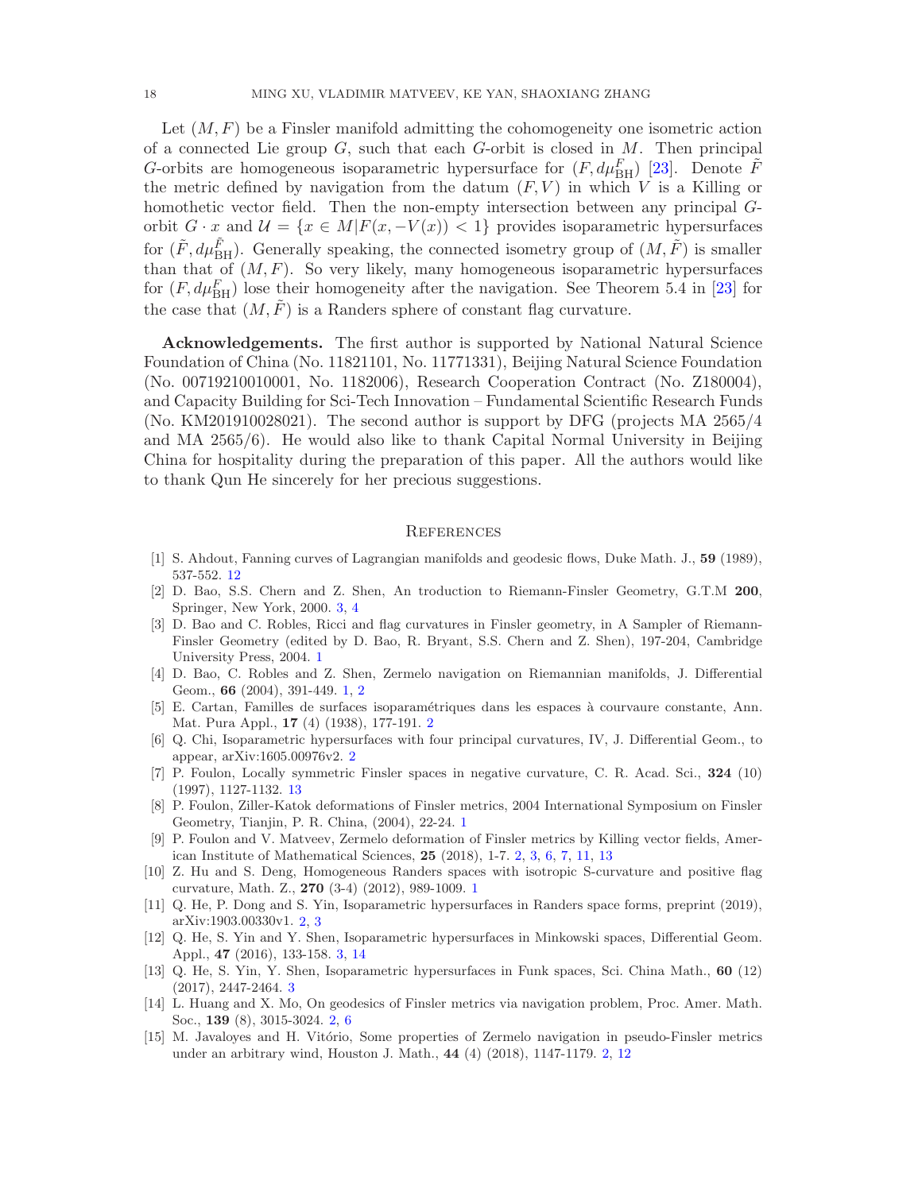Let $(M, F)$ be a Finsler manifold admitting the cohomogeneity one isometric action of a connected Lie group $G$, such that each $G$-orbit is closed in $M$. Then principal $G$-orbits are homogeneous isoparametric hypersurface for $(F, d\mu^F_{\mathrm{BH}})$ [23]. Denote $\tilde{F}$ the metric defined by navigation from the datum $(F, V)$ in which $V$ is a Killing or homothetic vector field. Then the non-empty intersection between any principal $G$-orbit $G \cdot x$ and $\mathcal{U} = \{x \in M | F(x, -V(x)) < 1\}$ provides isoparametric hypersurfaces for $(\tilde{F}, d\mu^{\tilde{F}}_{\mathrm{BH}})$. Generally speaking, the connected isometry group of $(M, \tilde{F})$ is smaller than that of $(M, F)$. So very likely, many homogeneous isoparametric hypersurfaces for $(F, d\mu^F_{\mathrm{BH}})$ lose their homogeneity after the navigation. See Theorem 5.4 in [23] for the case that $(M, \tilde{F})$ is a Randers sphere of constant flag curvature.

**Acknowledgements.** The first author is supported by National Natural Science Foundation of China (No. 11821101, No. 11771331), Beijing Natural Science Foundation (No. 00719210010001, No. 1182006), Research Cooperation Contract (No. Z180004), and Capacity Building for Sci-Tech Innovation – Fundamental Scientific Research Funds (No. KM201910028021). The second author is support by DFG (projects MA 2565/4 and MA 2565/6). He would also like to thank Capital Normal University in Beijing China for hospitality during the preparation of this paper. All the authors would like to thank Qun He sincerely for her precious suggestions.

## References

[1] S. Ahdout, Fanning curves of Lagrangian manifolds and geodesic flows, Duke Math. J., **59** (1989), 537-552. 12

[2] D. Bao, S.S. Chern and Z. Shen, An troduction to Riemann-Finsler Geometry, G.T.M **200**, Springer, New York, 2000. 3, 4

[3] D. Bao and C. Robles, Ricci and flag curvatures in Finsler geometry, in A Sampler of Riemann-Finsler Geometry (edited by D. Bao, R. Bryant, S.S. Chern and Z. Shen), 197-204, Cambridge University Press, 2004. 1

[4] D. Bao, C. Robles and Z. Shen, Zermelo navigation on Riemannian manifolds, J. Differential Geom., **66** (2004), 391-449. 1, 2

[5] E. Cartan, Familles de surfaces isoparamétriques dans les espaces à courvaure constante, Ann. Mat. Pura Appl., **17** (4) (1938), 177-191. 2

[6] Q. Chi, Isoparametric hypersurfaces with four principal curvatures, IV, J. Differential Geom., to appear, arXiv:1605.00976v2. 2

[7] P. Foulon, Locally symmetric Finsler spaces in negative curvature, C. R. Acad. Sci., **324** (10) (1997), 1127-1132. 13

[8] P. Foulon, Ziller-Katok deformations of Finsler metrics, 2004 International Symposium on Finsler Geometry, Tianjin, P. R. China, (2004), 22-24. 1

[9] P. Foulon and V. Matveev, Zermelo deformation of Finsler metrics by Killing vector fields, American Institute of Mathematical Sciences, **25** (2018), 1-7. 2, 3, 6, 7, 11, 13

[10] Z. Hu and S. Deng, Homogeneous Randers spaces with isotropic S-curvature and positive flag curvature, Math. Z., **270** (3-4) (2012), 989-1009. 1

[11] Q. He, P. Dong and S. Yin, Isoparametric hypersurfaces in Randers space forms, preprint (2019), arXiv:1903.00330v1. 2, 3

[12] Q. He, S. Yin and Y. Shen, Isoparametric hypersurfaces in Minkowski spaces, Differential Geom. Appl., **47** (2016), 133-158. 3, 14

[13] Q. He, S. Yin, Y. Shen, Isoparametric hypersurfaces in Funk spaces, Sci. China Math., **60** (12) (2017), 2447-2464. 3

[14] L. Huang and X. Mo, On geodesics of Finsler metrics via navigation problem, Proc. Amer. Math. Soc., **139** (8), 3015-3024. 2, 6

[15] M. Javaloyes and H. Vitório, Some properties of Zermelo navigation in pseudo-Finsler metrics under an arbitrary wind, Houston J. Math., **44** (4) (2018), 1147-1179. 2, 12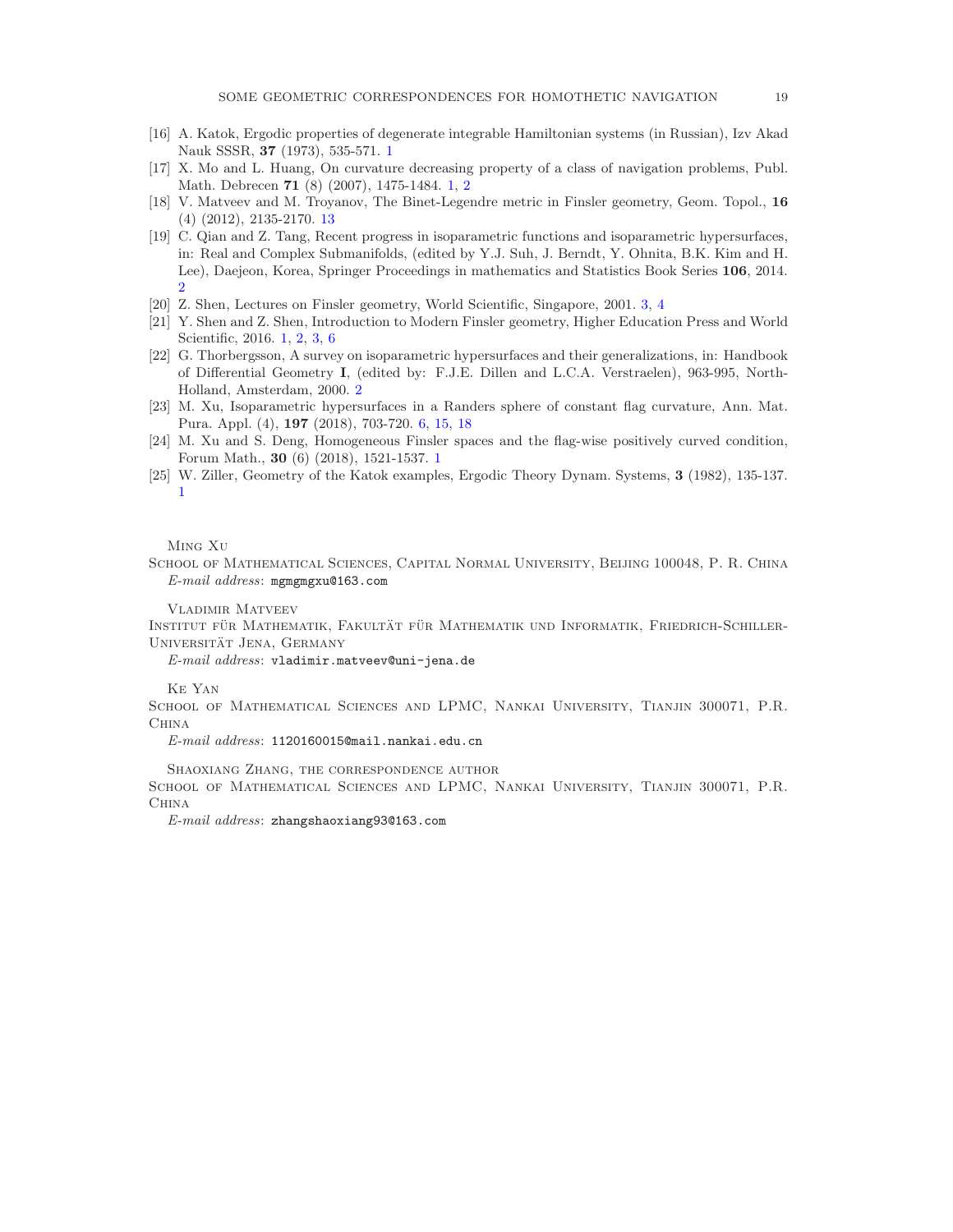[16] A. Katok, Ergodic properties of degenerate integrable Hamiltonian systems (in Russian), Izv Akad Nauk SSSR, **37** (1973), 535-571. 1

[17] X. Mo and L. Huang, On curvature decreasing property of a class of navigation problems, Publ. Math. Debrecen **71** (8) (2007), 1475-1484. 1, 2

[18] V. Matveev and M. Troyanov, The Binet-Legendre metric in Finsler geometry, Geom. Topol., **16** (4) (2012), 2135-2170. 13

[19] C. Qian and Z. Tang, Recent progress in isoparametric functions and isoparametric hypersurfaces, in: Real and Complex Submanifolds, (edited by Y.J. Suh, J. Berndt, Y. Ohnita, B.K. Kim and H. Lee), Daejeon, Korea, Springer Proceedings in mathematics and Statistics Book Series **106**, 2014. 2

[20] Z. Shen, Lectures on Finsler geometry, World Scientific, Singapore, 2001. 3, 4

[21] Y. Shen and Z. Shen, Introduction to Modern Finsler geometry, Higher Education Press and World Scientific, 2016. 1, 2, 3, 6

[22] G. Thorbergsson, A survey on isoparametric hypersurfaces and their generalizations, in: Handbook of Differential Geometry **I**, (edited by: F.J.E. Dillen and L.C.A. Verstraelen), 963-995, North-Holland, Amsterdam, 2000. 2

[23] M. Xu, Isoparametric hypersurfaces in a Randers sphere of constant flag curvature, Ann. Mat. Pura. Appl. (4), **197** (2018), 703-720. 6, 15, 18

[24] M. Xu and S. Deng, Homogeneous Finsler spaces and the flag-wise positively curved condition, Forum Math., **30** (6) (2018), 1521-1537. 1

[25] W. Ziller, Geometry of the Katok examples, Ergodic Theory Dynam. Systems, **3** (1982), 135-137. 1

Ming Xu
School of Mathematical Sciences, Capital Normal University, Beijing 100048, P. R. China
*E-mail address*: mgmgmgxu@163.com

Vladimir Matveev
Institut für Mathematik, Fakultät für Mathematik und Informatik, Friedrich-Schiller-Universität Jena, Germany
*E-mail address*: vladimir.matveev@uni-jena.de

Ke Yan
School of Mathematical Sciences and LPMC, Nankai University, Tianjin 300071, P.R. China
*E-mail address*: 1120160015@mail.nankai.edu.cn

Shaoxiang Zhang, the correspondence author
School of Mathematical Sciences and LPMC, Nankai University, Tianjin 300071, P.R. China
*E-mail address*: zhangshaoxiang93@163.com